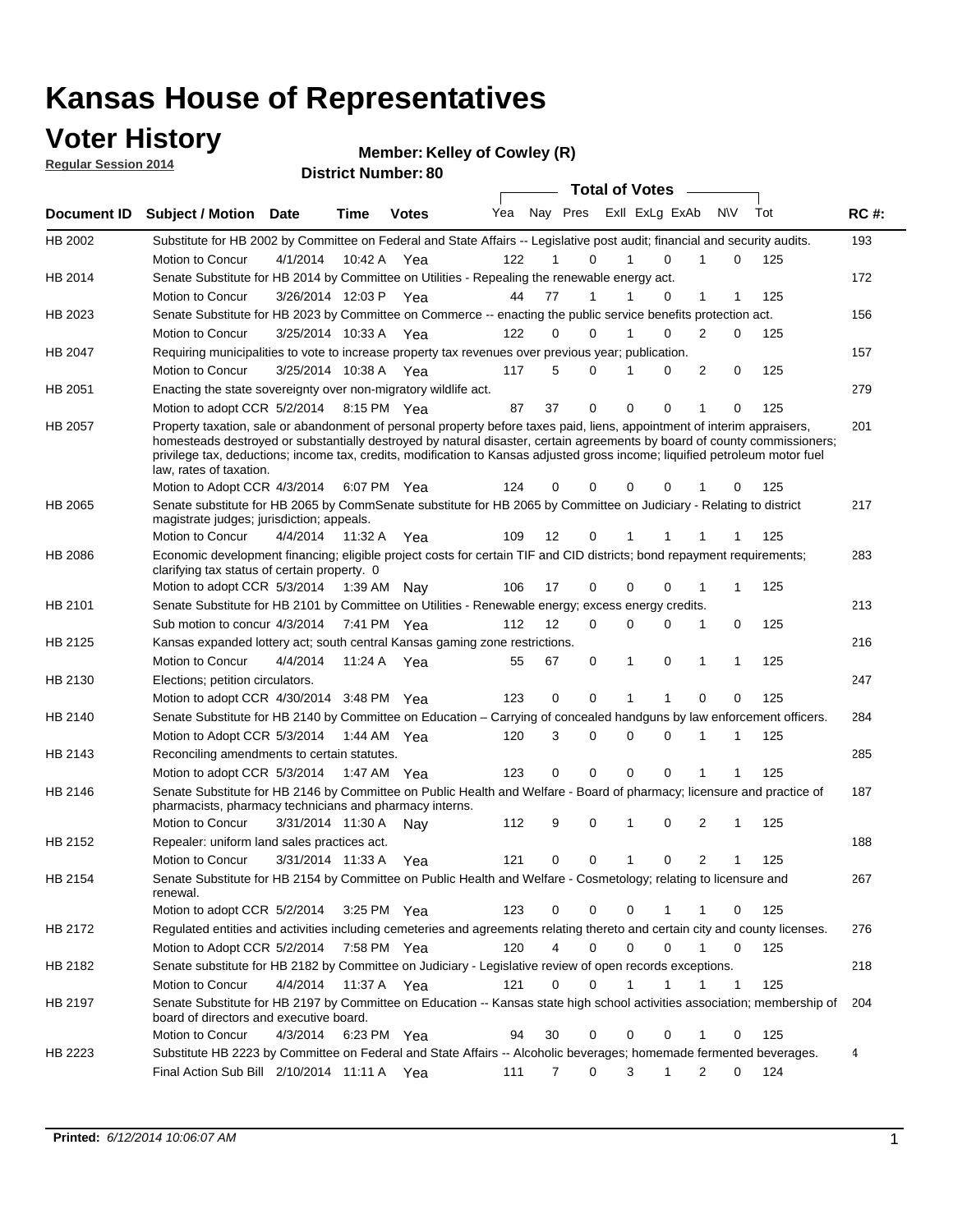# Kansas House of Representatives

## Voter History

**Regular Session 2014**

**Member: Kelley of Cowley (R)**

**District Number: 80**

| Document ID | Subject / Motion | Date | Time | Votes | Yea | Nay | Pres | ExlI | ExLg | ExAb | N\V | Tot | RC #: |
|---|---|---|---|---|---|---|---|---|---|---|---|---|---|
| HB 2002 | Substitute for HB 2002 by Committee on Federal and State Affairs -- Legislative post audit; financial and security audits. | | | | | | | | | | | | 193 |
| | Motion to Concur | 4/1/2014 | 10:42 A | Yea | 122 | 1 | 0 | 1 | 0 | 1 | 0 | 125 | |
| HB 2014 | Senate Substitute for HB 2014 by Committee on Utilities - Repealing the renewable energy act. | | | | | | | | | | | | 172 |
| | Motion to Concur | 3/26/2014 | 12:03 P | Yea | 44 | 77 | 1 | 1 | 0 | 1 | 1 | 125 | |
| HB 2023 | Senate Substitute for HB 2023 by Committee on Commerce -- enacting the public service benefits protection act. | | | | | | | | | | | | 156 |
| | Motion to Concur | 3/25/2014 | 10:33 A | Yea | 122 | 0 | 0 | 1 | 0 | 2 | 0 | 125 | |
| HB 2047 | Requiring municipalities to vote to increase property tax revenues over previous year; publication. | | | | | | | | | | | | 157 |
| | Motion to Concur | 3/25/2014 | 10:38 A | Yea | 117 | 5 | 0 | 1 | 0 | 2 | 0 | 125 | |
| HB 2051 | Enacting the state sovereignty over non-migratory wildlife act. | | | | | | | | | | | | 279 |
| | Motion to adopt CCR | 5/2/2014 | 8:15 PM | Yea | 87 | 37 | 0 | 0 | 0 | 1 | 0 | 125 | |
| HB 2057 | Property taxation, sale or abandonment of personal property before taxes paid, liens, appointment of interim appraisers, homesteads destroyed or substantially destroyed by natural disaster, certain agreements by board of county commissioners; privilege tax, deductions; income tax, credits, modification to Kansas adjusted gross income; liquified petroleum motor fuel law, rates of taxation. | | | | | | | | | | | | 201 |
| | Motion to Adopt CCR | 4/3/2014 | 6:07 PM | Yea | 124 | 0 | 0 | 0 | 0 | 1 | 0 | 125 | |
| HB 2065 | Senate substitute for HB 2065 by CommSenate substitute for HB 2065 by Committee on Judiciary - Relating to district magistrate judges; jurisdiction; appeals. | | | | | | | | | | | | 217 |
| | Motion to Concur | 4/4/2014 | 11:32 A | Yea | 109 | 12 | 0 | 1 | 1 | 1 | 1 | 125 | |
| HB 2086 | Economic development financing; eligible project costs for certain TIF and CID districts; bond repayment requirements; clarifying tax status of certain property. 0 | | | | | | | | | | | | 283 |
| | Motion to adopt CCR | 5/3/2014 | 1:39 AM | Nay | 106 | 17 | 0 | 0 | 0 | 1 | 1 | 125 | |
| HB 2101 | Senate Substitute for HB 2101 by Committee on Utilities - Renewable energy; excess energy credits. | | | | | | | | | | | | 213 |
| | Sub motion to concur | 4/3/2014 | 7:41 PM | Yea | 112 | 12 | 0 | 0 | 0 | 1 | 0 | 125 | |
| HB 2125 | Kansas expanded lottery act; south central Kansas gaming zone restrictions. | | | | | | | | | | | | 216 |
| | Motion to Concur | 4/4/2014 | 11:24 A | Yea | 55 | 67 | 0 | 1 | 0 | 1 | 1 | 125 | |
| HB 2130 | Elections; petition circulators. | | | | | | | | | | | | 247 |
| | Motion to adopt CCR | 4/30/2014 | 3:48 PM | Yea | 123 | 0 | 0 | 1 | 1 | 0 | 0 | 125 | |
| HB 2140 | Senate Substitute for HB 2140 by Committee on Education – Carrying of concealed handguns by law enforcement officers. | | | | | | | | | | | | 284 |
| | Motion to Adopt CCR | 5/3/2014 | 1:44 AM | Yea | 120 | 3 | 0 | 0 | 0 | 1 | 1 | 125 | |
| HB 2143 | Reconciling amendments to certain statutes. | | | | | | | | | | | | 285 |
| | Motion to adopt CCR | 5/3/2014 | 1:47 AM | Yea | 123 | 0 | 0 | 0 | 0 | 1 | 1 | 125 | |
| HB 2146 | Senate Substitute for HB 2146 by Committee on Public Health and Welfare - Board of pharmacy; licensure and practice of pharmacists, pharmacy technicians and pharmacy interns. | | | | | | | | | | | | 187 |
| | Motion to Concur | 3/31/2014 | 11:30 A | Nay | 112 | 9 | 0 | 1 | 0 | 2 | 1 | 125 | |
| HB 2152 | Repealer: uniform land sales practices act. | | | | | | | | | | | | 188 |
| | Motion to Concur | 3/31/2014 | 11:33 A | Yea | 121 | 0 | 0 | 1 | 0 | 2 | 1 | 125 | |
| HB 2154 | Senate Substitute for HB 2154 by Committee on Public Health and Welfare - Cosmetology; relating to licensure and renewal. | | | | | | | | | | | | 267 |
| | Motion to adopt CCR | 5/2/2014 | 3:25 PM | Yea | 123 | 0 | 0 | 0 | 1 | 1 | 0 | 125 | |
| HB 2172 | Regulated entities and activities including cemeteries and agreements relating thereto and certain city and county licenses. | | | | | | | | | | | | 276 |
| | Motion to Adopt CCR | 5/2/2014 | 7:58 PM | Yea | 120 | 4 | 0 | 0 | 0 | 1 | 0 | 125 | |
| HB 2182 | Senate substitute for HB 2182 by Committee on Judiciary - Legislative review of open records exceptions. | | | | | | | | | | | | 218 |
| | Motion to Concur | 4/4/2014 | 11:37 A | Yea | 121 | 0 | 0 | 1 | 1 | 1 | 1 | 125 | |
| HB 2197 | Senate Substitute for HB 2197 by Committee on Education -- Kansas state high school activities association; membership of board of directors and executive board. | | | | | | | | | | | | 204 |
| | Motion to Concur | 4/3/2014 | 6:23 PM | Yea | 94 | 30 | 0 | 0 | 0 | 1 | 0 | 125 | |
| HB 2223 | Substitute HB 2223 by Committee on Federal and State Affairs -- Alcoholic beverages; homemade fermented beverages. | | | | | | | | | | | | 4 |
| | Final Action Sub Bill | 2/10/2014 | 11:11 A | Yea | 111 | 7 | 0 | 3 | 1 | 2 | 0 | 124 | |

**Printed:** *6/12/2014 10:06:07 AM*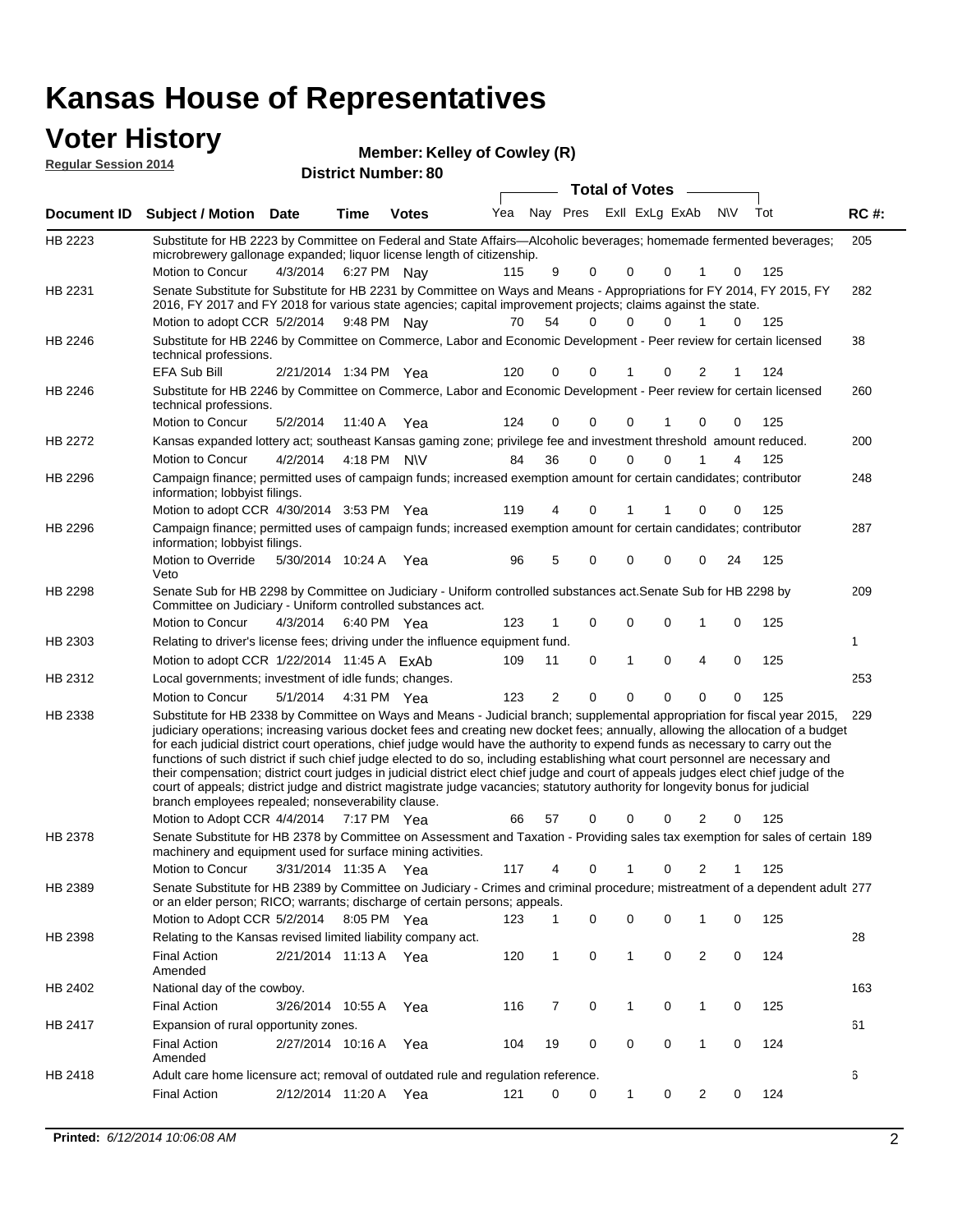# Kansas House of Representatives

## Voter History

**Regular Session 2014**

**Member: Kelley of Cowley (R)**

**District Number: 80**

| Document ID | Subject / Motion | Date | Time | Votes | Yea | Nay | Pres | ExII | ExLg | ExAb | N\V | Tot | RC #: |
|---|---|---|---|---|---|---|---|---|---|---|---|---|---|
| HB 2223 | Substitute for HB 2223 by Committee on Federal and State Affairs—Alcoholic beverages; homemade fermented beverages; microbrewery gallonage expanded; liquor license length of citizenship. | | | | | | | | | | | | 205 |
| | Motion to Concur | 4/3/2014 | 6:27 PM | Nay | 115 | 9 | 0 | 0 | 0 | 1 | 0 | 125 | |
| HB 2231 | Senate Substitute for Substitute for HB 2231 by Committee on Ways and Means - Appropriations for FY 2014, FY 2015, FY 2016, FY 2017 and FY 2018 for various state agencies; capital improvement projects; claims against the state. | | | | | | | | | | | | 282 |
| | Motion to adopt CCR | 5/2/2014 | 9:48 PM | Nay | 70 | 54 | 0 | 0 | 0 | 1 | 0 | 125 | |
| HB 2246 | Substitute for HB 2246 by Committee on Commerce, Labor and Economic Development - Peer review for certain licensed technical professions. | | | | | | | | | | | | 38 |
| | EFA Sub Bill | 2/21/2014 | 1:34 PM | Yea | 120 | 0 | 0 | 1 | 0 | 2 | 1 | 124 | |
| HB 2246 | Substitute for HB 2246 by Committee on Commerce, Labor and Economic Development - Peer review for certain licensed technical professions. | | | | | | | | | | | | 260 |
| | Motion to Concur | 5/2/2014 | 11:40 A | Yea | 124 | 0 | 0 | 0 | 1 | 0 | 0 | 125 | |
| HB 2272 | Kansas expanded lottery act; southeast Kansas gaming zone; privilege fee and investment threshold amount reduced. | | | | | | | | | | | | 200 |
| | Motion to Concur | 4/2/2014 | 4:18 PM | N\V | 84 | 36 | 0 | 0 | 0 | 1 | 4 | 125 | |
| HB 2296 | Campaign finance; permitted uses of campaign funds; increased exemption amount for certain candidates; contributor information; lobbyist filings. | | | | | | | | | | | | 248 |
| | Motion to adopt CCR | 4/30/2014 | 3:53 PM | Yea | 119 | 4 | 0 | 1 | 1 | 0 | 0 | 125 | |
| HB 2296 | Campaign finance; permitted uses of campaign funds; increased exemption amount for certain candidates; contributor information; lobbyist filings. | | | | | | | | | | | | 287 |
| | Motion to Override Veto | 5/30/2014 | 10:24 A | Yea | 96 | 5 | 0 | 0 | 0 | 0 | 24 | 125 | |
| HB 2298 | Senate Sub for HB 2298 by Committee on Judiciary - Uniform controlled substances act.Senate Sub for HB 2298 by Committee on Judiciary - Uniform controlled substances act. | | | | | | | | | | | | 209 |
| | Motion to Concur | 4/3/2014 | 6:40 PM | Yea | 123 | 1 | 0 | 0 | 0 | 1 | 0 | 125 | |
| HB 2303 | Relating to driver's license fees; driving under the influence equipment fund. | | | | | | | | | | | | 1 |
| | Motion to adopt CCR | 1/22/2014 | 11:45 A | ExAb | 109 | 11 | 0 | 1 | 0 | 4 | 0 | 125 | |
| HB 2312 | Local governments; investment of idle funds; changes. | | | | | | | | | | | | 253 |
| | Motion to Concur | 5/1/2014 | 4:31 PM | Yea | 123 | 2 | 0 | 0 | 0 | 0 | 0 | 125 | |
| HB 2338 | Substitute for HB 2338 by Committee on Ways and Means - Judicial branch; supplemental appropriation for fiscal year 2015, judiciary operations; increasing various docket fees and creating new docket fees; annually, allowing the allocation of a budget for each judicial district court operations, chief judge would have the authority to expend funds as necessary to carry out the functions of such district if such chief judge elected to do so, including establishing what court personnel are necessary and their compensation; district court judges in judicial district elect chief judge and court of appeals judges elect chief judge of the court of appeals; district judge and district magistrate judge vacancies; statutory authority for longevity bonus for judicial branch employees repealed; nonseverability clause. | | | | | | | | | | | | 229 |
| | Motion to Adopt CCR | 4/4/2014 | 7:17 PM | Yea | 66 | 57 | 0 | 0 | 0 | 2 | 0 | 125 | |
| HB 2378 | Senate Substitute for HB 2378 by Committee on Assessment and Taxation - Providing sales tax exemption for sales of certain machinery and equipment used for surface mining activities. | | | | | | | | | | | | 189 |
| | Motion to Concur | 3/31/2014 | 11:35 A | Yea | 117 | 4 | 0 | 1 | 0 | 2 | 1 | 125 | |
| HB 2389 | Senate Substitute for HB 2389 by Committee on Judiciary - Crimes and criminal procedure; mistreatment of a dependent adult or an elder person; RICO; warrants; discharge of certain persons; appeals. | | | | | | | | | | | | 277 |
| | Motion to Adopt CCR | 5/2/2014 | 8:05 PM | Yea | 123 | 1 | 0 | 0 | 0 | 1 | 0 | 125 | |
| HB 2398 | Relating to the Kansas revised limited liability company act. | | | | | | | | | | | | 28 |
| | Final Action Amended | 2/21/2014 | 11:13 A | Yea | 120 | 1 | 0 | 1 | 0 | 2 | 0 | 124 | |
| HB 2402 | National day of the cowboy. | | | | | | | | | | | | 163 |
| | Final Action | 3/26/2014 | 10:55 A | Yea | 116 | 7 | 0 | 1 | 0 | 1 | 0 | 125 | |
| HB 2417 | Expansion of rural opportunity zones. | | | | | | | | | | | | 61 |
| | Final Action Amended | 2/27/2014 | 10:16 A | Yea | 104 | 19 | 0 | 0 | 0 | 1 | 0 | 124 | |
| HB 2418 | Adult care home licensure act; removal of outdated rule and regulation reference. | | | | | | | | | | | | 6 |
| | Final Action | 2/12/2014 | 11:20 A | Yea | 121 | 0 | 0 | 1 | 0 | 2 | 0 | 124 | |

**Printed:** *6/12/2014 10:06:08 AM*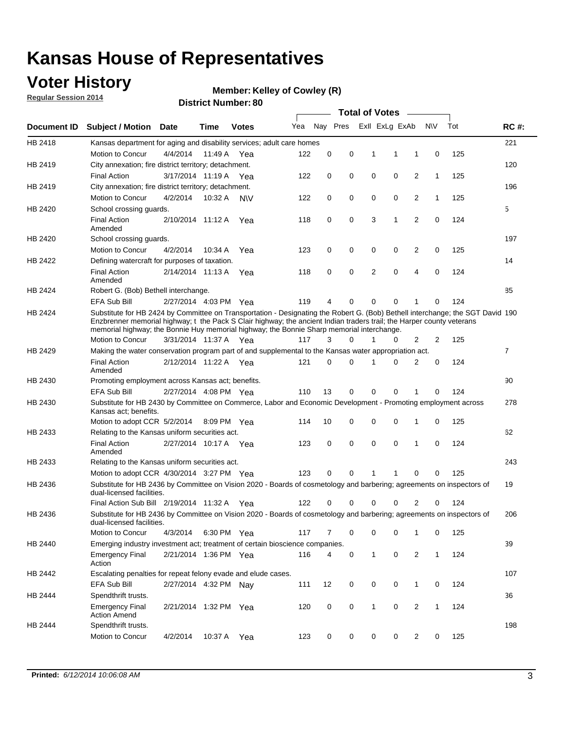# Kansas House of Representatives

## Voter History

**Regular Session 2014**

**Member: Kelley of Cowley (R)**

**District Number: 80**

| Document ID | Subject / Motion | Date | Time | Votes | Yea | Nay | Pres | ExII | ExLg | ExAb | N\V | Tot | RC #: |
|---|---|---|---|---|---|---|---|---|---|---|---|---|---|
| HB 2418 | Kansas department for aging and disability services; adult care homes | | | | | | | | | | | | 221 |
| | Motion to Concur | 4/4/2014 | 11:49 A | Yea | 122 | 0 | 0 | 1 | 1 | 1 | 0 | 125 | |
| HB 2419 | City annexation; fire district territory; detachment. | | | | | | | | | | | | 120 |
| | Final Action | 3/17/2014 | 11:19 A | Yea | 122 | 0 | 0 | 0 | 0 | 2 | 1 | 125 | |
| HB 2419 | City annexation; fire district territory; detachment. | | | | | | | | | | | | 196 |
| | Motion to Concur | 4/2/2014 | 10:32 A | N\V | 122 | 0 | 0 | 0 | 0 | 2 | 1 | 125 | |
| HB 2420 | School crossing guards. | | | | | | | | | | | | 5 |
| | Final Action Amended | 2/10/2014 | 11:12 A | Yea | 118 | 0 | 0 | 3 | 1 | 2 | 0 | 124 | |
| HB 2420 | School crossing guards. | | | | | | | | | | | | 197 |
| | Motion to Concur | 4/2/2014 | 10:34 A | Yea | 123 | 0 | 0 | 0 | 0 | 2 | 0 | 125 | |
| HB 2422 | Defining watercraft for purposes of taxation. | | | | | | | | | | | | 14 |
| | Final Action Amended | 2/14/2014 | 11:13 A | Yea | 118 | 0 | 0 | 2 | 0 | 4 | 0 | 124 | |
| HB 2424 | Robert G. (Bob) Bethell interchange. | | | | | | | | | | | | 85 |
| | EFA Sub Bill | 2/27/2014 | 4:03 PM | Yea | 119 | 4 | 0 | 0 | 0 | 1 | 0 | 124 | |
| HB 2424 | Substitute for HB 2424 by Committee on Transportation - Designating the Robert G. (Bob) Bethell interchange; the SGT David Enzbrenner memorial highway; t the Pack S Clair highway; the ancient Indian traders trail; the Harper county veterans memorial highway; the Bonnie Huy memorial highway; the Bonnie Sharp memorial interchange. | | | | | | | | | | | | 190 |
| | Motion to Concur | 3/31/2014 | 11:37 A | Yea | 117 | 3 | 0 | 1 | 0 | 2 | 2 | 125 | |
| HB 2429 | Making the water conservation program part of and supplemental to the Kansas water appropriation act. | | | | | | | | | | | | 7 |
| | Final Action Amended | 2/12/2014 | 11:22 A | Yea | 121 | 0 | 0 | 1 | 0 | 2 | 0 | 124 | |
| HB 2430 | Promoting employment across Kansas act; benefits. | | | | | | | | | | | | 90 |
| | EFA Sub Bill | 2/27/2014 | 4:08 PM | Yea | 110 | 13 | 0 | 0 | 0 | 1 | 0 | 124 | |
| HB 2430 | Substitute for HB 2430 by Committee on Commerce, Labor and Economic Development - Promoting employment across Kansas act; benefits. | | | | | | | | | | | | 278 |
| | Motion to adopt CCR | 5/2/2014 | 8:09 PM | Yea | 114 | 10 | 0 | 0 | 0 | 1 | 0 | 125 | |
| HB 2433 | Relating to the Kansas uniform securities act. | | | | | | | | | | | | 62 |
| | Final Action Amended | 2/27/2014 | 10:17 A | Yea | 123 | 0 | 0 | 0 | 0 | 1 | 0 | 124 | |
| HB 2433 | Relating to the Kansas uniform securities act. | | | | | | | | | | | | 243 |
| | Motion to adopt CCR | 4/30/2014 | 3:27 PM | Yea | 123 | 0 | 0 | 1 | 1 | 0 | 0 | 125 | |
| HB 2436 | Substitute for HB 2436 by Committee on Vision 2020 - Boards of cosmetology and barbering; agreements on inspectors of dual-licensed facilities. | | | | | | | | | | | | 19 |
| | Final Action Sub Bill | 2/19/2014 | 11:32 A | Yea | 122 | 0 | 0 | 0 | 0 | 2 | 0 | 124 | |
| HB 2436 | Substitute for HB 2436 by Committee on Vision 2020 - Boards of cosmetology and barbering; agreements on inspectors of dual-licensed facilities. | | | | | | | | | | | | 206 |
| | Motion to Concur | 4/3/2014 | 6:30 PM | Yea | 117 | 7 | 0 | 0 | 0 | 1 | 0 | 125 | |
| HB 2440 | Emerging industry investment act; treatment of certain bioscience companies. | | | | | | | | | | | | 39 |
| | Emergency Final Action | 2/21/2014 | 1:36 PM | Yea | 116 | 4 | 0 | 1 | 0 | 2 | 1 | 124 | |
| HB 2442 | Escalating penalties for repeat felony evade and elude cases. | | | | | | | | | | | | 107 |
| | EFA Sub Bill | 2/27/2014 | 4:32 PM | Nay | 111 | 12 | 0 | 0 | 0 | 1 | 0 | 124 | |
| HB 2444 | Spendthrift trusts. | | | | | | | | | | | | 36 |
| | Emergency Final Action Amend | 2/21/2014 | 1:32 PM | Yea | 120 | 0 | 0 | 1 | 0 | 2 | 1 | 124 | |
| HB 2444 | Spendthrift trusts. | | | | | | | | | | | | 198 |
| | Motion to Concur | 4/2/2014 | 10:37 A | Yea | 123 | 0 | 0 | 0 | 0 | 2 | 0 | 125 | |

**Printed:** *6/12/2014 10:06:08 AM*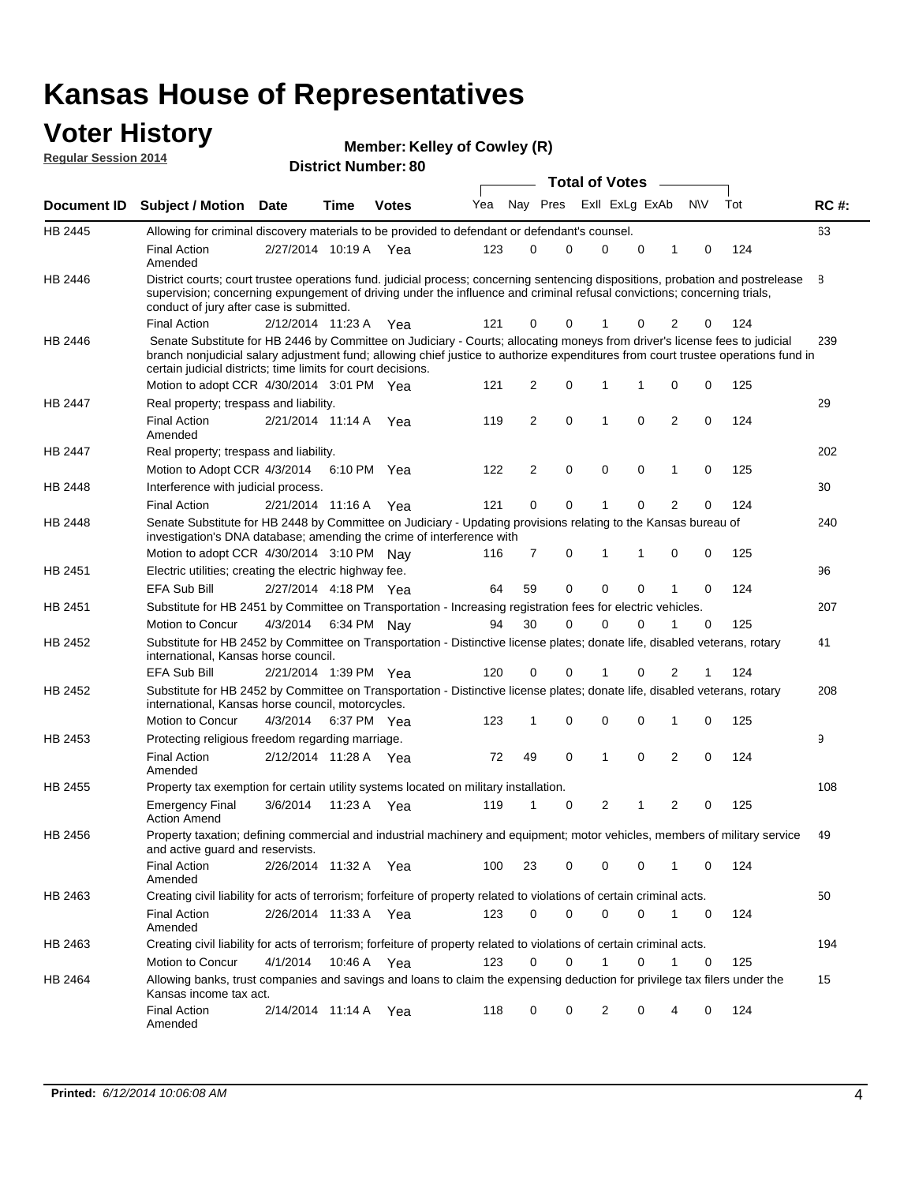# Kansas House of Representatives

## Voter History

**Regular Session 2014**

**Member: Kelley of Cowley (R)**

**District Number: 80**

| Document ID | Subject / Motion | Date | Time | Votes | Yea | Nay | Pres | ExII | ExLg | ExAb | N\V | Tot | RC #: |
|---|---|---|---|---|---|---|---|---|---|---|---|---|---|
| HB 2445 | Allowing for criminal discovery materials to be provided to defendant or defendant's counsel. | | | | | | | | | | | | 63 |
| | Final Action Amended | 2/27/2014 | 10:19 A | Yea | 123 | 0 | 0 | 0 | 0 | 1 | 0 | 124 | |
| HB 2446 | District courts; court trustee operations fund. judicial process; concerning sentencing dispositions, probation and postrelease supervision; concerning expungement of driving under the influence and criminal refusal convictions; concerning trials, conduct of jury after case is submitted. | | | | | | | | | | | | 8 |
| | Final Action | 2/12/2014 | 11:23 A | Yea | 121 | 0 | 0 | 1 | 0 | 2 | 0 | 124 | |
| HB 2446 | Senate Substitute for HB 2446 by Committee on Judiciary - Courts; allocating moneys from driver's license fees to judicial branch nonjudicial salary adjustment fund; allowing chief justice to authorize expenditures from court trustee operations fund in certain judicial districts; time limits for court decisions. | | | | | | | | | | | | 239 |
| | Motion to adopt CCR | 4/30/2014 | 3:01 PM | Yea | 121 | 2 | 0 | 1 | 1 | 0 | 0 | 125 | |
| HB 2447 | Real property; trespass and liability. | | | | | | | | | | | | 29 |
| | Final Action Amended | 2/21/2014 | 11:14 A | Yea | 119 | 2 | 0 | 1 | 0 | 2 | 0 | 124 | |
| HB 2447 | Real property; trespass and liability. | | | | | | | | | | | | 202 |
| | Motion to Adopt CCR | 4/3/2014 | 6:10 PM | Yea | 122 | 2 | 0 | 0 | 0 | 1 | 0 | 125 | |
| HB 2448 | Interference with judicial process. | | | | | | | | | | | | 30 |
| | Final Action | 2/21/2014 | 11:16 A | Yea | 121 | 0 | 0 | 1 | 0 | 2 | 0 | 124 | |
| HB 2448 | Senate Substitute for HB 2448 by Committee on Judiciary - Updating provisions relating to the Kansas bureau of investigation's DNA database; amending the crime of interference with | | | | | | | | | | | | 240 |
| | Motion to adopt CCR | 4/30/2014 | 3:10 PM | Nay | 116 | 7 | 0 | 1 | 1 | 0 | 0 | 125 | |
| HB 2451 | Electric utilities; creating the electric highway fee. | | | | | | | | | | | | 96 |
| | EFA Sub Bill | 2/27/2014 | 4:18 PM | Yea | 64 | 59 | 0 | 0 | 0 | 1 | 0 | 124 | |
| HB 2451 | Substitute for HB 2451 by Committee on Transportation - Increasing registration fees for electric vehicles. | | | | | | | | | | | | 207 |
| | Motion to Concur | 4/3/2014 | 6:34 PM | Nay | 94 | 30 | 0 | 0 | 0 | 1 | 0 | 125 | |
| HB 2452 | Substitute for HB 2452 by Committee on Transportation - Distinctive license plates; donate life, disabled veterans, rotary international, Kansas horse council. | | | | | | | | | | | | 41 |
| | EFA Sub Bill | 2/21/2014 | 1:39 PM | Yea | 120 | 0 | 0 | 1 | 0 | 2 | 1 | 124 | |
| HB 2452 | Substitute for HB 2452 by Committee on Transportation - Distinctive license plates; donate life, disabled veterans, rotary international, Kansas horse council, motorcycles. | | | | | | | | | | | | 208 |
| | Motion to Concur | 4/3/2014 | 6:37 PM | Yea | 123 | 1 | 0 | 0 | 0 | 1 | 0 | 125 | |
| HB 2453 | Protecting religious freedom regarding marriage. | | | | | | | | | | | | 9 |
| | Final Action Amended | 2/12/2014 | 11:28 A | Yea | 72 | 49 | 0 | 1 | 0 | 2 | 0 | 124 | |
| HB 2455 | Property tax exemption for certain utility systems located on military installation. | | | | | | | | | | | | 108 |
| | Emergency Final Action Amend | 3/6/2014 | 11:23 A | Yea | 119 | 1 | 0 | 2 | 1 | 2 | 0 | 125 | |
| HB 2456 | Property taxation; defining commercial and industrial machinery and equipment; motor vehicles, members of military service and active guard and reservists. | | | | | | | | | | | | 49 |
| | Final Action Amended | 2/26/2014 | 11:32 A | Yea | 100 | 23 | 0 | 0 | 0 | 1 | 0 | 124 | |
| HB 2463 | Creating civil liability for acts of terrorism; forfeiture of property related to violations of certain criminal acts. | | | | | | | | | | | | 50 |
| | Final Action Amended | 2/26/2014 | 11:33 A | Yea | 123 | 0 | 0 | 0 | 0 | 1 | 0 | 124 | |
| HB 2463 | Creating civil liability for acts of terrorism; forfeiture of property related to violations of certain criminal acts. | | | | | | | | | | | | 194 |
| | Motion to Concur | 4/1/2014 | 10:46 A | Yea | 123 | 0 | 0 | 1 | 0 | 1 | 0 | 125 | |
| HB 2464 | Allowing banks, trust companies and savings and loans to claim the expensing deduction for privilege tax filers under the Kansas income tax act. | | | | | | | | | | | | 15 |
| | Final Action Amended | 2/14/2014 | 11:14 A | Yea | 118 | 0 | 0 | 2 | 0 | 4 | 0 | 124 | |

**Printed:** *6/12/2014 10:06:08 AM*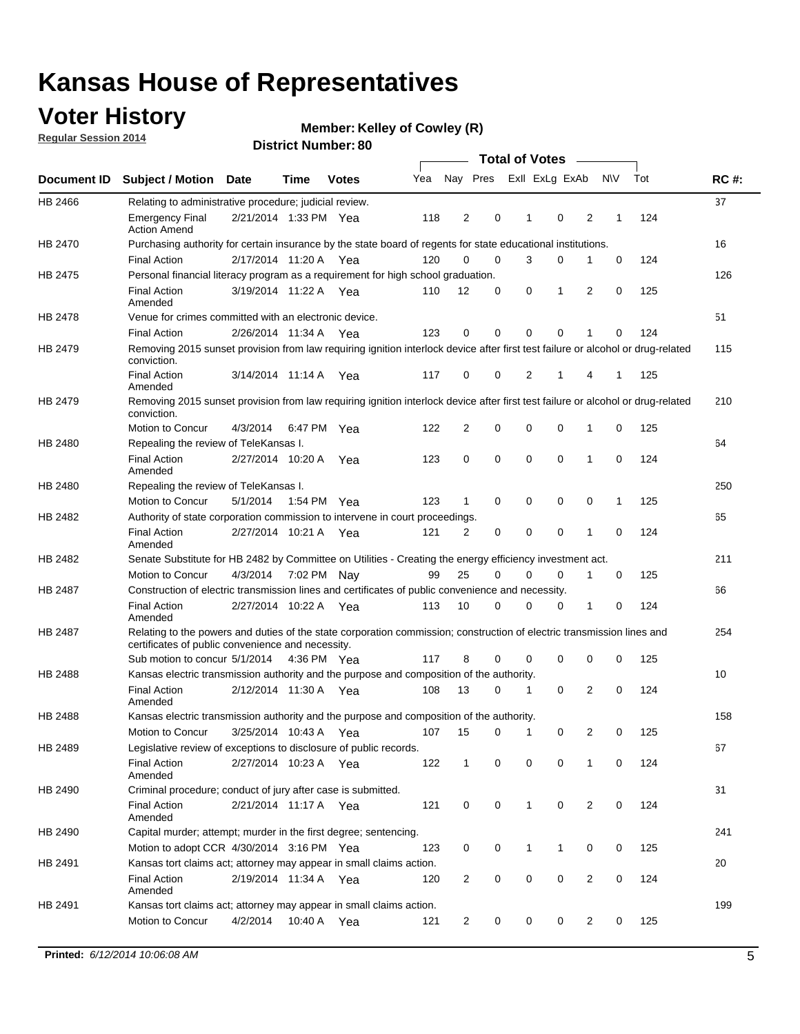# Kansas House of Representatives

## Voter History

**Regular Session 2014**

**Member: Kelley of Cowley (R)**

**District Number: 80**

| Document ID | Subject / Motion | Date | Time | Votes | Yea | Nay | Pres | ExII | ExLg | ExAb | N\V | Tot | RC #: |
|---|---|---|---|---|---|---|---|---|---|---|---|---|---|
| HB 2466 | Relating to administrative procedure; judicial review. | | | | | | | | | | | | 37 |
| | Emergency Final Action Amend | 2/21/2014 | 1:33 PM | Yea | 118 | 2 | 0 | 1 | 0 | 2 | 1 | 124 | |
| HB 2470 | Purchasing authority for certain insurance by the state board of regents for state educational institutions. | | | | | | | | | | | | 16 |
| | Final Action | 2/17/2014 | 11:20 A | Yea | 120 | 0 | 0 | 3 | 0 | 1 | 0 | 124 | |
| HB 2475 | Personal financial literacy program as a requirement for high school graduation. | | | | | | | | | | | | 126 |
| | Final Action Amended | 3/19/2014 | 11:22 A | Yea | 110 | 12 | 0 | 0 | 1 | 2 | 0 | 125 | |
| HB 2478 | Venue for crimes committed with an electronic device. | | | | | | | | | | | | 51 |
| | Final Action | 2/26/2014 | 11:34 A | Yea | 123 | 0 | 0 | 0 | 0 | 1 | 0 | 124 | |
| HB 2479 | Removing 2015 sunset provision from law requiring ignition interlock device after first test failure or alcohol or drug-related conviction. | | | | | | | | | | | | 115 |
| | Final Action Amended | 3/14/2014 | 11:14 A | Yea | 117 | 0 | 0 | 2 | 1 | 4 | 1 | 125 | |
| HB 2479 | Removing 2015 sunset provision from law requiring ignition interlock device after first test failure or alcohol or drug-related conviction. | | | | | | | | | | | | 210 |
| | Motion to Concur | 4/3/2014 | 6:47 PM | Yea | 122 | 2 | 0 | 0 | 0 | 1 | 0 | 125 | |
| HB 2480 | Repealing the review of TeleKansas I. | | | | | | | | | | | | 64 |
| | Final Action Amended | 2/27/2014 | 10:20 A | Yea | 123 | 0 | 0 | 0 | 0 | 1 | 0 | 124 | |
| HB 2480 | Repealing the review of TeleKansas I. | | | | | | | | | | | | 250 |
| | Motion to Concur | 5/1/2014 | 1:54 PM | Yea | 123 | 1 | 0 | 0 | 0 | 0 | 1 | 125 | |
| HB 2482 | Authority of state corporation commission to intervene in court proceedings. | | | | | | | | | | | | 65 |
| | Final Action Amended | 2/27/2014 | 10:21 A | Yea | 121 | 2 | 0 | 0 | 0 | 1 | 0 | 124 | |
| HB 2482 | Senate Substitute for HB 2482 by Committee on Utilities - Creating the energy efficiency investment act. | | | | | | | | | | | | 211 |
| | Motion to Concur | 4/3/2014 | 7:02 PM | Nay | 99 | 25 | 0 | 0 | 0 | 1 | 0 | 125 | |
| HB 2487 | Construction of electric transmission lines and certificates of public convenience and necessity. | | | | | | | | | | | | 66 |
| | Final Action Amended | 2/27/2014 | 10:22 A | Yea | 113 | 10 | 0 | 0 | 0 | 1 | 0 | 124 | |
| HB 2487 | Relating to the powers and duties of the state corporation commission; construction of electric transmission lines and certificates of public convenience and necessity. | | | | | | | | | | | | 254 |
| | Sub motion to concur | 5/1/2014 | 4:36 PM | Yea | 117 | 8 | 0 | 0 | 0 | 0 | 0 | 125 | |
| HB 2488 | Kansas electric transmission authority and the purpose and composition of the authority. | | | | | | | | | | | | 10 |
| | Final Action Amended | 2/12/2014 | 11:30 A | Yea | 108 | 13 | 0 | 1 | 0 | 2 | 0 | 124 | |
| HB 2488 | Kansas electric transmission authority and the purpose and composition of the authority. | | | | | | | | | | | | 158 |
| | Motion to Concur | 3/25/2014 | 10:43 A | Yea | 107 | 15 | 0 | 1 | 0 | 2 | 0 | 125 | |
| HB 2489 | Legislative review of exceptions to disclosure of public records. | | | | | | | | | | | | 67 |
| | Final Action Amended | 2/27/2014 | 10:23 A | Yea | 122 | 1 | 0 | 0 | 0 | 1 | 0 | 124 | |
| HB 2490 | Criminal procedure; conduct of jury after case is submitted. | | | | | | | | | | | | 31 |
| | Final Action Amended | 2/21/2014 | 11:17 A | Yea | 121 | 0 | 0 | 1 | 0 | 2 | 0 | 124 | |
| HB 2490 | Capital murder; attempt; murder in the first degree; sentencing. | | | | | | | | | | | | 241 |
| | Motion to adopt CCR | 4/30/2014 | 3:16 PM | Yea | 123 | 0 | 0 | 1 | 1 | 0 | 0 | 125 | |
| HB 2491 | Kansas tort claims act; attorney may appear in small claims action. | | | | | | | | | | | | 20 |
| | Final Action Amended | 2/19/2014 | 11:34 A | Yea | 120 | 2 | 0 | 0 | 0 | 2 | 0 | 124 | |
| HB 2491 | Kansas tort claims act; attorney may appear in small claims action. | | | | | | | | | | | | 199 |
| | Motion to Concur | 4/2/2014 | 10:40 A | Yea | 121 | 2 | 0 | 0 | 0 | 2 | 0 | 125 | |

**Printed:** *6/12/2014 10:06:08 AM*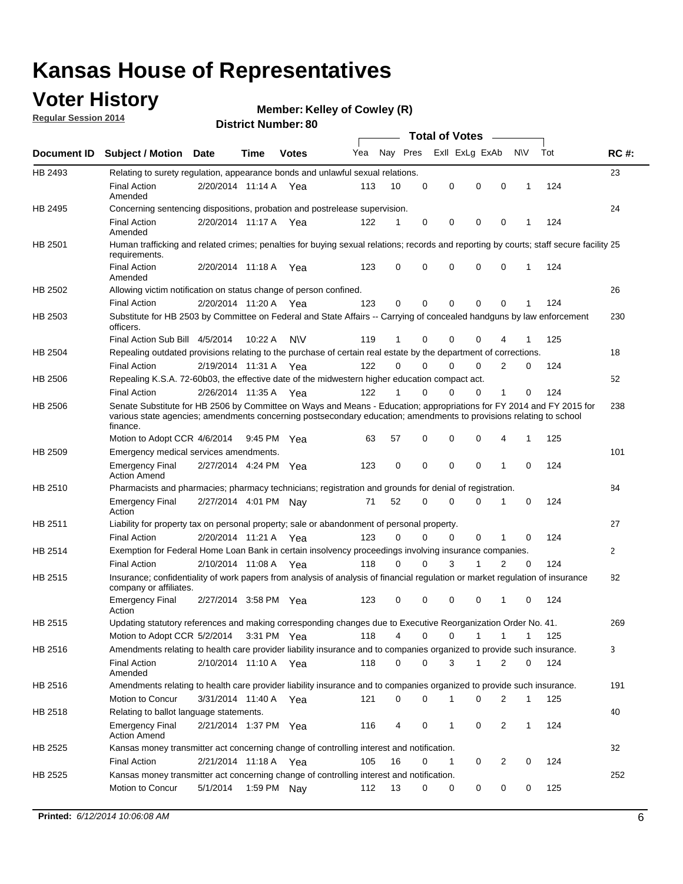# Kansas House of Representatives

## Voter History

**Regular Session 2014**

**Member: Kelley of Cowley (R)**

**District Number: 80**

| Document ID | Subject / Motion | Date | Time | Votes | Yea | Nay | Pres | ExII | ExLg | ExAb | N\V | Tot | RC #: |
|---|---|---|---|---|---|---|---|---|---|---|---|---|---|
| HB 2493 | Relating to surety regulation, appearance bonds and unlawful sexual relations. | | | | | | | | | | | | 23 |
| | Final Action Amended | 2/20/2014 | 11:14 A | Yea | 113 | 10 | 0 | 0 | 0 | 0 | 1 | 124 | |
| HB 2495 | Concerning sentencing dispositions, probation and postrelease supervision. | | | | | | | | | | | | 24 |
| | Final Action Amended | 2/20/2014 | 11:17 A | Yea | 122 | 1 | 0 | 0 | 0 | 0 | 1 | 124 | |
| HB 2501 | Human trafficking and related crimes; penalties for buying sexual relations; records and reporting by courts; staff secure facility requirements. | | | | | | | | | | | | 25 |
| | Final Action Amended | 2/20/2014 | 11:18 A | Yea | 123 | 0 | 0 | 0 | 0 | 0 | 1 | 124 | |
| HB 2502 | Allowing victim notification on status change of person confined. | | | | | | | | | | | | 26 |
| | Final Action | 2/20/2014 | 11:20 A | Yea | 123 | 0 | 0 | 0 | 0 | 0 | 1 | 124 | |
| HB 2503 | Substitute for HB 2503 by Committee on Federal and State Affairs -- Carrying of concealed handguns by law enforcement officers. | | | | | | | | | | | | 230 |
| | Final Action Sub Bill | 4/5/2014 | 10:22 A | N\V | 119 | 1 | 0 | 0 | 0 | 4 | 1 | 125 | |
| HB 2504 | Repealing outdated provisions relating to the purchase of certain real estate by the department of corrections. | | | | | | | | | | | | 18 |
| | Final Action | 2/19/2014 | 11:31 A | Yea | 122 | 0 | 0 | 0 | 0 | 2 | 0 | 124 | |
| HB 2506 | Repealing K.S.A. 72-60b03, the effective date of the midwestern higher education compact act. | | | | | | | | | | | | 52 |
| | Final Action | 2/26/2014 | 11:35 A | Yea | 122 | 1 | 0 | 0 | 0 | 1 | 0 | 124 | |
| HB 2506 | Senate Substitute for HB 2506 by Committee on Ways and Means - Education; appropriations for FY 2014 and FY 2015 for various state agencies; amendments concerning postsecondary education; amendments to provisions relating to school finance. | | | | | | | | | | | | 238 |
| | Motion to Adopt CCR | 4/6/2014 | 9:45 PM | Yea | 63 | 57 | 0 | 0 | 0 | 4 | 1 | 125 | |
| HB 2509 | Emergency medical services amendments. | | | | | | | | | | | | 101 |
| | Emergency Final Action Amend | 2/27/2014 | 4:24 PM | Yea | 123 | 0 | 0 | 0 | 0 | 1 | 0 | 124 | |
| HB 2510 | Pharmacists and pharmacies; pharmacy technicians; registration and grounds for denial of registration. | | | | | | | | | | | | 84 |
| | Emergency Final Action | 2/27/2014 | 4:01 PM | Nay | 71 | 52 | 0 | 0 | 0 | 1 | 0 | 124 | |
| HB 2511 | Liability for property tax on personal property; sale or abandonment of personal property. | | | | | | | | | | | | 27 |
| | Final Action | 2/20/2014 | 11:21 A | Yea | 123 | 0 | 0 | 0 | 0 | 1 | 0 | 124 | |
| HB 2514 | Exemption for Federal Home Loan Bank in certain insolvency proceedings involving insurance companies. | | | | | | | | | | | | 2 |
| | Final Action | 2/10/2014 | 11:08 A | Yea | 118 | 0 | 0 | 3 | 1 | 2 | 0 | 124 | |
| HB 2515 | Insurance; confidentiality of work papers from analysis of analysis of financial regulation or market regulation of insurance company or affiliates. | | | | | | | | | | | | 82 |
| | Emergency Final Action | 2/27/2014 | 3:58 PM | Yea | 123 | 0 | 0 | 0 | 0 | 1 | 0 | 124 | |
| HB 2515 | Updating statutory references and making corresponding changes due to Executive Reorganization Order No. 41. | | | | | | | | | | | | 269 |
| | Motion to Adopt CCR | 5/2/2014 | 3:31 PM | Yea | 118 | 4 | 0 | 0 | 1 | 1 | 1 | 125 | |
| HB 2516 | Amendments relating to health care provider liability insurance and to companies organized to provide such insurance. | | | | | | | | | | | | 3 |
| | Final Action Amended | 2/10/2014 | 11:10 A | Yea | 118 | 0 | 0 | 3 | 1 | 2 | 0 | 124 | |
| HB 2516 | Amendments relating to health care provider liability insurance and to companies organized to provide such insurance. | | | | | | | | | | | | 191 |
| | Motion to Concur | 3/31/2014 | 11:40 A | Yea | 121 | 0 | 0 | 1 | 0 | 2 | 1 | 125 | |
| HB 2518 | Relating to ballot language statements. | | | | | | | | | | | | 40 |
| | Emergency Final Action Amend | 2/21/2014 | 1:37 PM | Yea | 116 | 4 | 0 | 1 | 0 | 2 | 1 | 124 | |
| HB 2525 | Kansas money transmitter act concerning change of controlling interest and notification. | | | | | | | | | | | | 32 |
| | Final Action | 2/21/2014 | 11:18 A | Yea | 105 | 16 | 0 | 1 | 0 | 2 | 0 | 124 | |
| HB 2525 | Kansas money transmitter act concerning change of controlling interest and notification. | | | | | | | | | | | | 252 |
| | Motion to Concur | 5/1/2014 | 1:59 PM | Nay | 112 | 13 | 0 | 0 | 0 | 0 | 0 | 125 | |

**Printed:** *6/12/2014 10:06:08 AM*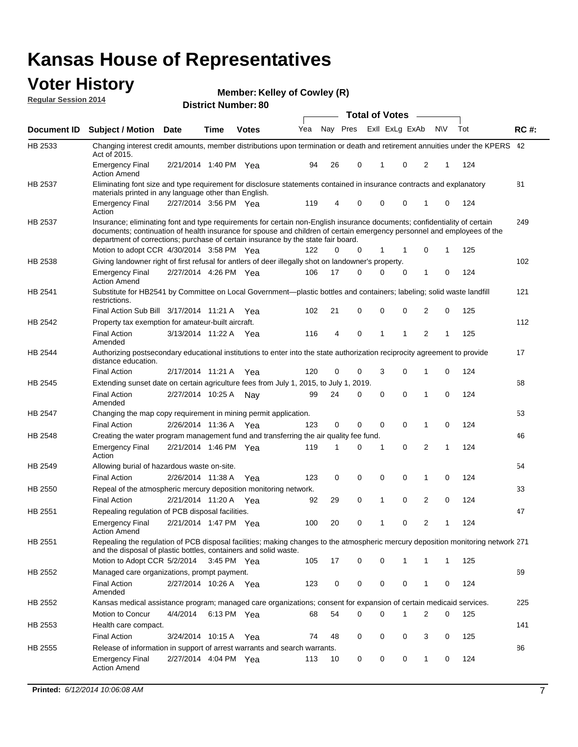# Kansas House of Representatives

## Voter History

**Regular Session 2014**

**Member: Kelley of Cowley (R)**

**District Number: 80**

| Document ID | Subject / Motion | Date | Time | Votes | Yea | Nay | Pres | ExII | ExLg | ExAb | N\V | Tot | RC #: |
|---|---|---|---|---|---|---|---|---|---|---|---|---|---|
| HB 2533 | Changing interest credit amounts, member distributions upon termination or death and retirement annuities under the KPERS Act of 2015. | | | | | | | | | | | | 42 |
| | Emergency Final Action Amend | 2/21/2014 | 1:40 PM | Yea | 94 | 26 | 0 | 1 | 0 | 2 | 1 | 124 | |
| HB 2537 | Eliminating font size and type requirement for disclosure statements contained in insurance contracts and explanatory materials printed in any language other than English. | | | | | | | | | | | | 81 |
| | Emergency Final Action | 2/27/2014 | 3:56 PM | Yea | 119 | 4 | 0 | 0 | 0 | 1 | 0 | 124 | |
| HB 2537 | Insurance; eliminating font and type requirements for certain non-English insurance documents; confidentiality of certain documents; continuation of health insurance for spouse and children of certain emergency personnel and employees of the department of corrections; purchase of certain insurance by the state fair board. | | | | | | | | | | | | 249 |
| | Motion to adopt CCR | 4/30/2014 | 3:58 PM | Yea | 122 | 0 | 0 | 1 | 1 | 0 | 1 | 125 | |
| HB 2538 | Giving landowner right of first refusal for antlers of deer illegally shot on landowner's property. | | | | | | | | | | | | 102 |
| | Emergency Final Action Amend | 2/27/2014 | 4:26 PM | Yea | 106 | 17 | 0 | 0 | 0 | 1 | 0 | 124 | |
| HB 2541 | Substitute for HB2541 by Committee on Local Government—plastic bottles and containers; labeling; solid waste landfill restrictions. | | | | | | | | | | | | 121 |
| | Final Action Sub Bill | 3/17/2014 | 11:21 A | Yea | 102 | 21 | 0 | 0 | 0 | 2 | 0 | 125 | |
| HB 2542 | Property tax exemption for amateur-built aircraft. | | | | | | | | | | | | 112 |
| | Final Action Amended | 3/13/2014 | 11:22 A | Yea | 116 | 4 | 0 | 1 | 1 | 2 | 1 | 125 | |
| HB 2544 | Authorizing postsecondary educational institutions to enter into the state authorization reciprocity agreement to provide distance education. | | | | | | | | | | | | 17 |
| | Final Action | 2/17/2014 | 11:21 A | Yea | 120 | 0 | 0 | 3 | 0 | 1 | 0 | 124 | |
| HB 2545 | Extending sunset date on certain agriculture fees from July 1, 2015, to July 1, 2019. | | | | | | | | | | | | 68 |
| | Final Action Amended | 2/27/2014 | 10:25 A | Nay | 99 | 24 | 0 | 0 | 0 | 1 | 0 | 124 | |
| HB 2547 | Changing the map copy requirement in mining permit application. | | | | | | | | | | | | 53 |
| | Final Action | 2/26/2014 | 11:36 A | Yea | 123 | 0 | 0 | 0 | 0 | 1 | 0 | 124 | |
| HB 2548 | Creating the water program management fund and transferring the air quality fee fund. | | | | | | | | | | | | 46 |
| | Emergency Final Action | 2/21/2014 | 1:46 PM | Yea | 119 | 1 | 0 | 1 | 0 | 2 | 1 | 124 | |
| HB 2549 | Allowing burial of hazardous waste on-site. | | | | | | | | | | | | 54 |
| | Final Action | 2/26/2014 | 11:38 A | Yea | 123 | 0 | 0 | 0 | 0 | 1 | 0 | 124 | |
| HB 2550 | Repeal of the atmospheric mercury deposition monitoring network. | | | | | | | | | | | | 33 |
| | Final Action | 2/21/2014 | 11:20 A | Yea | 92 | 29 | 0 | 1 | 0 | 2 | 0 | 124 | |
| HB 2551 | Repealing regulation of PCB disposal facilities. | | | | | | | | | | | | 47 |
| | Emergency Final Action Amend | 2/21/2014 | 1:47 PM | Yea | 100 | 20 | 0 | 1 | 0 | 2 | 1 | 124 | |
| HB 2551 | Repealing the regulation of PCB disposal facilities; making changes to the atmospheric mercury deposition monitoring network and the disposal of plastic bottles, containers and solid waste. | | | | | | | | | | | | 271 |
| | Motion to Adopt CCR | 5/2/2014 | 3:45 PM | Yea | 105 | 17 | 0 | 0 | 1 | 1 | 1 | 125 | |
| HB 2552 | Managed care organizations, prompt payment. | | | | | | | | | | | | 69 |
| | Final Action Amended | 2/27/2014 | 10:26 A | Yea | 123 | 0 | 0 | 0 | 0 | 1 | 0 | 124 | |
| HB 2552 | Kansas medical assistance program; managed care organizations; consent for expansion of certain medicaid services. | | | | | | | | | | | | 225 |
| | Motion to Concur | 4/4/2014 | 6:13 PM | Yea | 68 | 54 | 0 | 0 | 1 | 2 | 0 | 125 | |
| HB 2553 | Health care compact. | | | | | | | | | | | | 141 |
| | Final Action | 3/24/2014 | 10:15 A | Yea | 74 | 48 | 0 | 0 | 0 | 3 | 0 | 125 | |
| HB 2555 | Release of information in support of arrest warrants and search warrants. | | | | | | | | | | | | 86 |
| | Emergency Final Action Amend | 2/27/2014 | 4:04 PM | Yea | 113 | 10 | 0 | 0 | 0 | 1 | 0 | 124 | |

**Printed:** *6/12/2014 10:06:08 AM*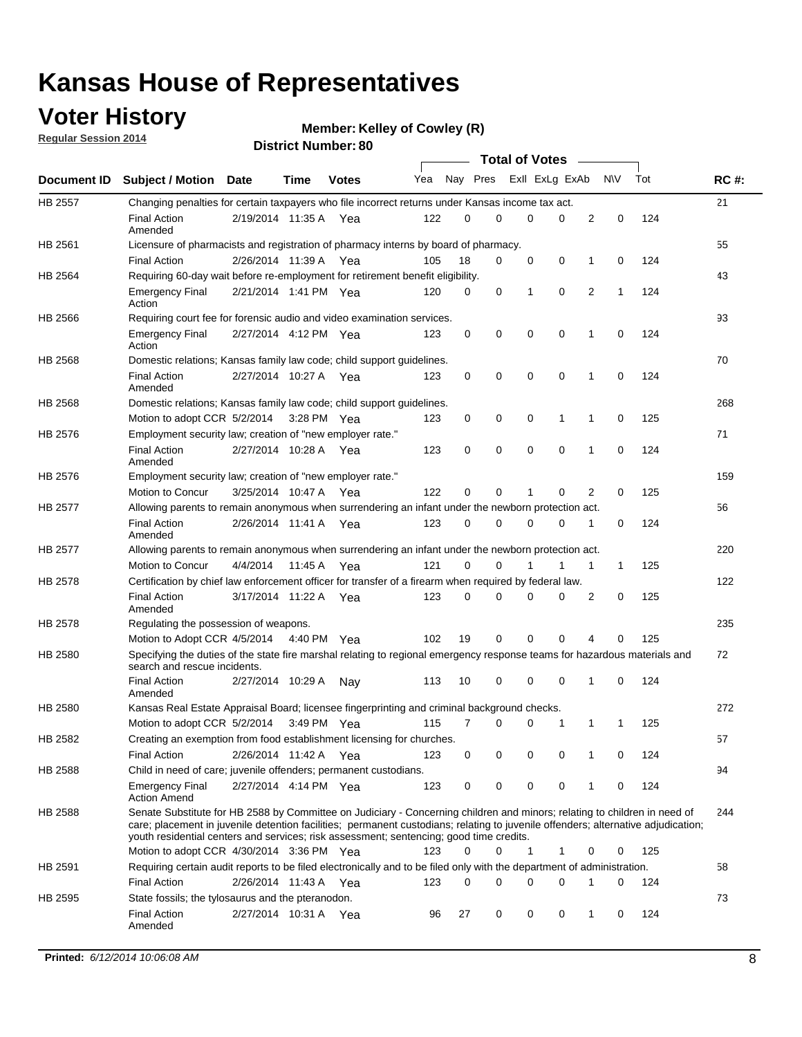# Kansas House of Representatives

## Voter History

**Regular Session 2014**

**Member: Kelley of Cowley (R)**

**District Number: 80**

| Document ID | Subject / Motion | Date | Time | Votes | Yea | Nay | Pres | ExII | ExLg | ExAb | N\V | Tot | RC #: |
|---|---|---|---|---|---|---|---|---|---|---|---|---|---|
| HB 2557 | Changing penalties for certain taxpayers who file incorrect returns under Kansas income tax act. | | | | | | | | | | | | 21 |
| | Final Action Amended | 2/19/2014 | 11:35 A | Yea | 122 | 0 | 0 | 0 | 0 | 2 | 0 | 124 | |
| HB 2561 | Licensure of pharmacists and registration of pharmacy interns by board of pharmacy. | | | | | | | | | | | | 55 |
| | Final Action | 2/26/2014 | 11:39 A | Yea | 105 | 18 | 0 | 0 | 0 | 1 | 0 | 124 | |
| HB 2564 | Requiring 60-day wait before re-employment for retirement benefit eligibility. | | | | | | | | | | | | 43 |
| | Emergency Final Action | 2/21/2014 | 1:41 PM | Yea | 120 | 0 | 0 | 1 | 0 | 2 | 1 | 124 | |
| HB 2566 | Requiring court fee for forensic audio and video examination services. | | | | | | | | | | | | 93 |
| | Emergency Final Action | 2/27/2014 | 4:12 PM | Yea | 123 | 0 | 0 | 0 | 0 | 1 | 0 | 124 | |
| HB 2568 | Domestic relations; Kansas family law code; child support guidelines. | | | | | | | | | | | | 70 |
| | Final Action Amended | 2/27/2014 | 10:27 A | Yea | 123 | 0 | 0 | 0 | 0 | 1 | 0 | 124 | |
| HB 2568 | Domestic relations; Kansas family law code; child support guidelines. | | | | | | | | | | | | 268 |
| | Motion to adopt CCR | 5/2/2014 | 3:28 PM | Yea | 123 | 0 | 0 | 0 | 1 | 1 | 0 | 125 | |
| HB 2576 | Employment security law; creation of "new employer rate." | | | | | | | | | | | | 71 |
| | Final Action Amended | 2/27/2014 | 10:28 A | Yea | 123 | 0 | 0 | 0 | 0 | 1 | 0 | 124 | |
| HB 2576 | Employment security law; creation of "new employer rate." | | | | | | | | | | | | 159 |
| | Motion to Concur | 3/25/2014 | 10:47 A | Yea | 122 | 0 | 0 | 1 | 0 | 2 | 0 | 125 | |
| HB 2577 | Allowing parents to remain anonymous when surrendering an infant under the newborn protection act. | | | | | | | | | | | | 56 |
| | Final Action Amended | 2/26/2014 | 11:41 A | Yea | 123 | 0 | 0 | 0 | 0 | 1 | 0 | 124 | |
| HB 2577 | Allowing parents to remain anonymous when surrendering an infant under the newborn protection act. | | | | | | | | | | | | 220 |
| | Motion to Concur | 4/4/2014 | 11:45 A | Yea | 121 | 0 | 0 | 1 | 1 | 1 | 1 | 125 | |
| HB 2578 | Certification by chief law enforcement officer for transfer of a firearm when required by federal law. | | | | | | | | | | | | 122 |
| | Final Action Amended | 3/17/2014 | 11:22 A | Yea | 123 | 0 | 0 | 0 | 0 | 2 | 0 | 125 | |
| HB 2578 | Regulating the possession of weapons. | | | | | | | | | | | | 235 |
| | Motion to Adopt CCR | 4/5/2014 | 4:40 PM | Yea | 102 | 19 | 0 | 0 | 0 | 4 | 0 | 125 | |
| HB 2580 | Specifying the duties of the state fire marshal relating to regional emergency response teams for hazardous materials and search and rescue incidents. | | | | | | | | | | | | 72 |
| | Final Action Amended | 2/27/2014 | 10:29 A | Nay | 113 | 10 | 0 | 0 | 0 | 1 | 0 | 124 | |
| HB 2580 | Kansas Real Estate Appraisal Board; licensee fingerprinting and criminal background checks. | | | | | | | | | | | | 272 |
| | Motion to adopt CCR | 5/2/2014 | 3:49 PM | Yea | 115 | 7 | 0 | 0 | 1 | 1 | 1 | 125 | |
| HB 2582 | Creating an exemption from food establishment licensing for churches. | | | | | | | | | | | | 57 |
| | Final Action | 2/26/2014 | 11:42 A | Yea | 123 | 0 | 0 | 0 | 0 | 1 | 0 | 124 | |
| HB 2588 | Child in need of care; juvenile offenders; permanent custodians. | | | | | | | | | | | | 94 |
| | Emergency Final Action Amend | 2/27/2014 | 4:14 PM | Yea | 123 | 0 | 0 | 0 | 0 | 1 | 0 | 124 | |
| HB 2588 | Senate Substitute for HB 2588 by Committee on Judiciary - Concerning children and minors; relating to children in need of care; placement in juvenile detention facilities; permanent custodians; relating to juvenile offenders; alternative adjudication; youth residential centers and services; risk assessment; sentencing; good time credits. | | | | | | | | | | | | 244 |
| | Motion to adopt CCR | 4/30/2014 | 3:36 PM | Yea | 123 | 0 | 0 | 1 | 1 | 0 | 0 | 125 | |
| HB 2591 | Requiring certain audit reports to be filed electronically and to be filed only with the department of administration. | | | | | | | | | | | | 58 |
| | Final Action | 2/26/2014 | 11:43 A | Yea | 123 | 0 | 0 | 0 | 0 | 1 | 0 | 124 | |
| HB 2595 | State fossils; the tylosaurus and the pteranodon. | | | | | | | | | | | | 73 |
| | Final Action Amended | 2/27/2014 | 10:31 A | Yea | 96 | 27 | 0 | 0 | 0 | 1 | 0 | 124 | |

**Printed:** *6/12/2014 10:06:08 AM*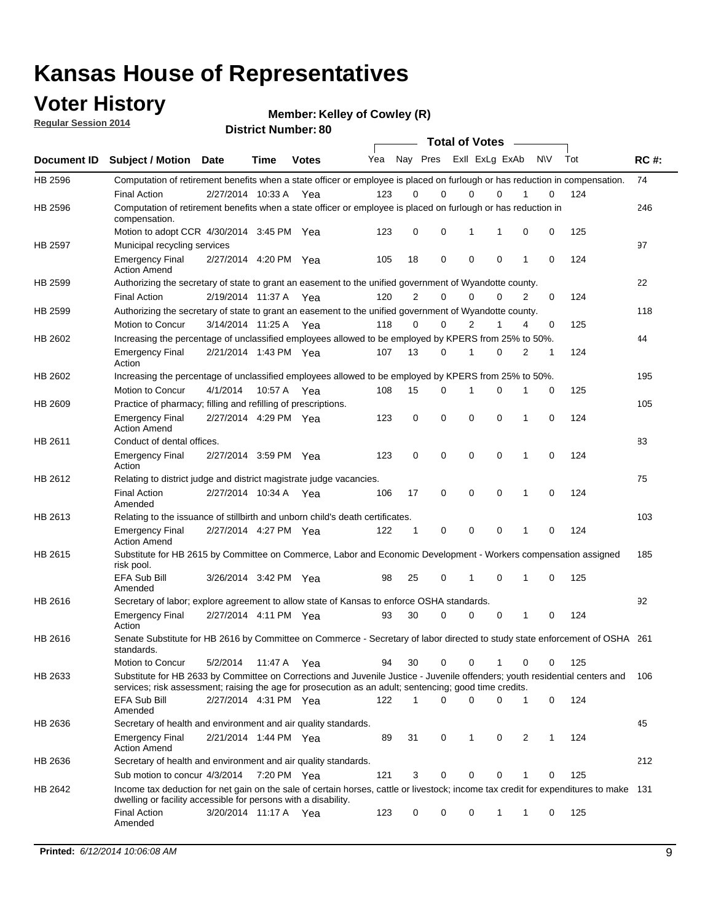# Kansas House of Representatives

## Voter History

**Regular Session 2014**

**Member: Kelley of Cowley (R)**

**District Number: 80**

| Document ID | Subject / Motion | Date | Time | Votes | Yea | Nay | Pres | ExII | ExLg | ExAb | N\V | Tot | RC #: |
|---|---|---|---|---|---|---|---|---|---|---|---|---|---|
| HB 2596 | Computation of retirement benefits when a state officer or employee is placed on furlough or has reduction in compensation. | | | | | | | | | | | | 74 |
| | Final Action | 2/27/2014 | 10:33 A | Yea | 123 | 0 | 0 | 0 | 0 | 1 | 0 | 124 | |
| HB 2596 | Computation of retirement benefits when a state officer or employee is placed on furlough or has reduction in compensation. | | | | | | | | | | | | 246 |
| | Motion to adopt CCR | 4/30/2014 | 3:45 PM | Yea | 123 | 0 | 0 | 1 | 1 | 0 | 0 | 125 | |
| HB 2597 | Municipal recycling services | | | | | | | | | | | | 97 |
| | Emergency Final Action Amend | 2/27/2014 | 4:20 PM | Yea | 105 | 18 | 0 | 0 | 0 | 1 | 0 | 124 | |
| HB 2599 | Authorizing the secretary of state to grant an easement to the unified government of Wyandotte county. | | | | | | | | | | | | 22 |
| | Final Action | 2/19/2014 | 11:37 A | Yea | 120 | 2 | 0 | 0 | 0 | 2 | 0 | 124 | |
| HB 2599 | Authorizing the secretary of state to grant an easement to the unified government of Wyandotte county. | | | | | | | | | | | | 118 |
| | Motion to Concur | 3/14/2014 | 11:25 A | Yea | 118 | 0 | 0 | 2 | 1 | 4 | 0 | 125 | |
| HB 2602 | Increasing the percentage of unclassified employees allowed to be employed by KPERS from 25% to 50%. | | | | | | | | | | | | 44 |
| | Emergency Final Action | 2/21/2014 | 1:43 PM | Yea | 107 | 13 | 0 | 1 | 0 | 2 | 1 | 124 | |
| HB 2602 | Increasing the percentage of unclassified employees allowed to be employed by KPERS from 25% to 50%. | | | | | | | | | | | | 195 |
| | Motion to Concur | 4/1/2014 | 10:57 A | Yea | 108 | 15 | 0 | 1 | 0 | 1 | 0 | 125 | |
| HB 2609 | Practice of pharmacy; filling and refilling of prescriptions. | | | | | | | | | | | | 105 |
| | Emergency Final Action Amend | 2/27/2014 | 4:29 PM | Yea | 123 | 0 | 0 | 0 | 0 | 1 | 0 | 124 | |
| HB 2611 | Conduct of dental offices. | | | | | | | | | | | | 83 |
| | Emergency Final Action | 2/27/2014 | 3:59 PM | Yea | 123 | 0 | 0 | 0 | 0 | 1 | 0 | 124 | |
| HB 2612 | Relating to district judge and district magistrate judge vacancies. | | | | | | | | | | | | 75 |
| | Final Action Amended | 2/27/2014 | 10:34 A | Yea | 106 | 17 | 0 | 0 | 0 | 1 | 0 | 124 | |
| HB 2613 | Relating to the issuance of stillbirth and unborn child's death certificates. | | | | | | | | | | | | 103 |
| | Emergency Final Action Amend | 2/27/2014 | 4:27 PM | Yea | 122 | 1 | 0 | 0 | 0 | 1 | 0 | 124 | |
| HB 2615 | Substitute for HB 2615 by Committee on Commerce, Labor and Economic Development - Workers compensation assigned risk pool. | | | | | | | | | | | | 185 |
| | EFA Sub Bill Amended | 3/26/2014 | 3:42 PM | Yea | 98 | 25 | 0 | 1 | 0 | 1 | 0 | 125 | |
| HB 2616 | Secretary of labor; explore agreement to allow state of Kansas to enforce OSHA standards. | | | | | | | | | | | | 92 |
| | Emergency Final Action | 2/27/2014 | 4:11 PM | Yea | 93 | 30 | 0 | 0 | 0 | 1 | 0 | 124 | |
| HB 2616 | Senate Substitute for HB 2616 by Committee on Commerce - Secretary of labor directed to study state enforcement of OSHA standards. | | | | | | | | | | | | 261 |
| | Motion to Concur | 5/2/2014 | 11:47 A | Yea | 94 | 30 | 0 | 0 | 1 | 0 | 0 | 125 | |
| HB 2633 | Substitute for HB 2633 by Committee on Corrections and Juvenile Justice - Juvenile offenders; youth residential centers and services; risk assessment; raising the age for prosecution as an adult; sentencing; good time credits. | | | | | | | | | | | | 106 |
| | EFA Sub Bill Amended | 2/27/2014 | 4:31 PM | Yea | 122 | 1 | 0 | 0 | 0 | 1 | 0 | 124 | |
| HB 2636 | Secretary of health and environment and air quality standards. | | | | | | | | | | | | 45 |
| | Emergency Final Action Amend | 2/21/2014 | 1:44 PM | Yea | 89 | 31 | 0 | 1 | 0 | 2 | 1 | 124 | |
| HB 2636 | Secretary of health and environment and air quality standards. | | | | | | | | | | | | 212 |
| | Sub motion to concur | 4/3/2014 | 7:20 PM | Yea | 121 | 3 | 0 | 0 | 0 | 1 | 0 | 125 | |
| HB 2642 | Income tax deduction for net gain on the sale of certain horses, cattle or livestock; income tax credit for expenditures to make dwelling or facility accessible for persons with a disability. | | | | | | | | | | | | 131 |
| | Final Action Amended | 3/20/2014 | 11:17 A | Yea | 123 | 0 | 0 | 0 | 1 | 1 | 0 | 125 | |

**Printed:** *6/12/2014 10:06:08 AM*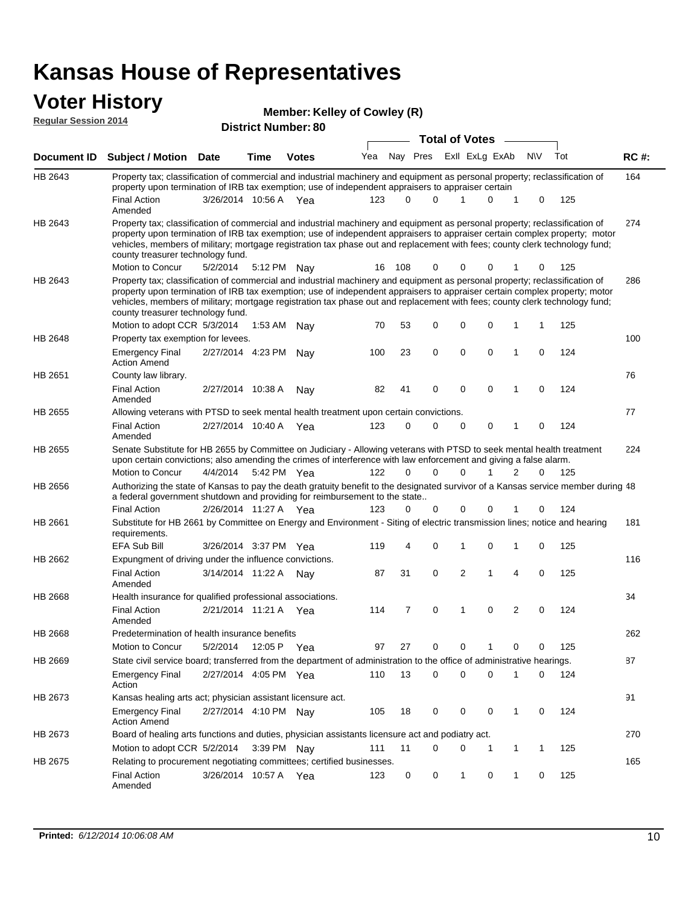# Kansas House of Representatives

## Voter History

**Regular Session 2014**

**Member: Kelley of Cowley (R)**

**District Number: 80**

| Document ID | Subject / Motion | Date | Time | Votes | Yea | Nay | Pres | ExII | ExLg | ExAb | N\V | Tot | RC #: |
|---|---|---|---|---|---|---|---|---|---|---|---|---|---|
| HB 2643 | Property tax; classification of commercial and industrial machinery and equipment as personal property; reclassification of property upon termination of IRB tax exemption; use of independent appraisers to appraiser certain | | | | | | | | | | | | 164 |
| | Final Action Amended | 3/26/2014 | 10:56 A | Yea | 123 | 0 | 0 | 1 | 0 | 1 | 0 | 125 | |
| HB 2643 | Property tax; classification of commercial and industrial machinery and equipment as personal property; reclassification of property upon termination of IRB tax exemption; use of independent appraisers to appraiser certain complex property; motor vehicles, members of military; mortgage registration tax phase out and replacement with fees; county clerk technology fund; county treasurer technology fund. | | | | | | | | | | | | 274 |
| | Motion to Concur | 5/2/2014 | 5:12 PM | Nay | 16 | 108 | 0 | 0 | 0 | 1 | 0 | 125 | |
| HB 2643 | Property tax; classification of commercial and industrial machinery and equipment as personal property; reclassification of property upon termination of IRB tax exemption; use of independent appraisers to appraiser certain complex property; motor vehicles, members of military; mortgage registration tax phase out and replacement with fees; county clerk technology fund; county treasurer technology fund. | | | | | | | | | | | | 286 |
| | Motion to adopt CCR | 5/3/2014 | 1:53 AM | Nay | 70 | 53 | 0 | 0 | 0 | 1 | 1 | 125 | |
| HB 2648 | Property tax exemption for levees. | | | | | | | | | | | | 100 |
| | Emergency Final Action Amend | 2/27/2014 | 4:23 PM | Nay | 100 | 23 | 0 | 0 | 0 | 1 | 0 | 124 | |
| HB 2651 | County law library. | | | | | | | | | | | | 76 |
| | Final Action Amended | 2/27/2014 | 10:38 A | Nay | 82 | 41 | 0 | 0 | 0 | 1 | 0 | 124 | |
| HB 2655 | Allowing veterans with PTSD to seek mental health treatment upon certain convictions. | | | | | | | | | | | | 77 |
| | Final Action Amended | 2/27/2014 | 10:40 A | Yea | 123 | 0 | 0 | 0 | 0 | 1 | 0 | 124 | |
| HB 2655 | Senate Substitute for HB 2655 by Committee on Judiciary - Allowing veterans with PTSD to seek mental health treatment upon certain convictions; also amending the crimes of interference with law enforcement and giving a false alarm. | | | | | | | | | | | | 224 |
| | Motion to Concur | 4/4/2014 | 5:42 PM | Yea | 122 | 0 | 0 | 0 | 1 | 2 | 0 | 125 | |
| HB 2656 | Authorizing the state of Kansas to pay the death gratuity benefit to the designated survivor of a Kansas service member during a federal government shutdown and providing for reimbursement to the state.. | | | | | | | | | | | | 48 |
| | Final Action | 2/26/2014 | 11:27 A | Yea | 123 | 0 | 0 | 0 | 0 | 1 | 0 | 124 | |
| HB 2661 | Substitute for HB 2661 by Committee on Energy and Environment - Siting of electric transmission lines; notice and hearing requirements. | | | | | | | | | | | | 181 |
| | EFA Sub Bill | 3/26/2014 | 3:37 PM | Yea | 119 | 4 | 0 | 1 | 0 | 1 | 0 | 125 | |
| HB 2662 | Expungment of driving under the influence convictions. | | | | | | | | | | | | 116 |
| | Final Action Amended | 3/14/2014 | 11:22 A | Nay | 87 | 31 | 0 | 2 | 1 | 4 | 0 | 125 | |
| HB 2668 | Health insurance for qualified professional associations. | | | | | | | | | | | | 34 |
| | Final Action Amended | 2/21/2014 | 11:21 A | Yea | 114 | 7 | 0 | 1 | 0 | 2 | 0 | 124 | |
| HB 2668 | Predetermination of health insurance benefits | | | | | | | | | | | | 262 |
| | Motion to Concur | 5/2/2014 | 12:05 P | Yea | 97 | 27 | 0 | 0 | 1 | 0 | 0 | 125 | |
| HB 2669 | State civil service board; transferred from the department of administration to the office of administrative hearings. | | | | | | | | | | | | 87 |
| | Emergency Final Action | 2/27/2014 | 4:05 PM | Yea | 110 | 13 | 0 | 0 | 0 | 1 | 0 | 124 | |
| HB 2673 | Kansas healing arts act; physician assistant licensure act. | | | | | | | | | | | | 91 |
| | Emergency Final Action Amend | 2/27/2014 | 4:10 PM | Nay | 105 | 18 | 0 | 0 | 0 | 1 | 0 | 124 | |
| HB 2673 | Board of healing arts functions and duties, physician assistants licensure act and podiatry act. | | | | | | | | | | | | 270 |
| | Motion to adopt CCR | 5/2/2014 | 3:39 PM | Nay | 111 | 11 | 0 | 0 | 1 | 1 | 1 | 125 | |
| HB 2675 | Relating to procurement negotiating committees; certified businesses. | | | | | | | | | | | | 165 |
| | Final Action Amended | 3/26/2014 | 10:57 A | Yea | 123 | 0 | 0 | 1 | 0 | 1 | 0 | 125 | |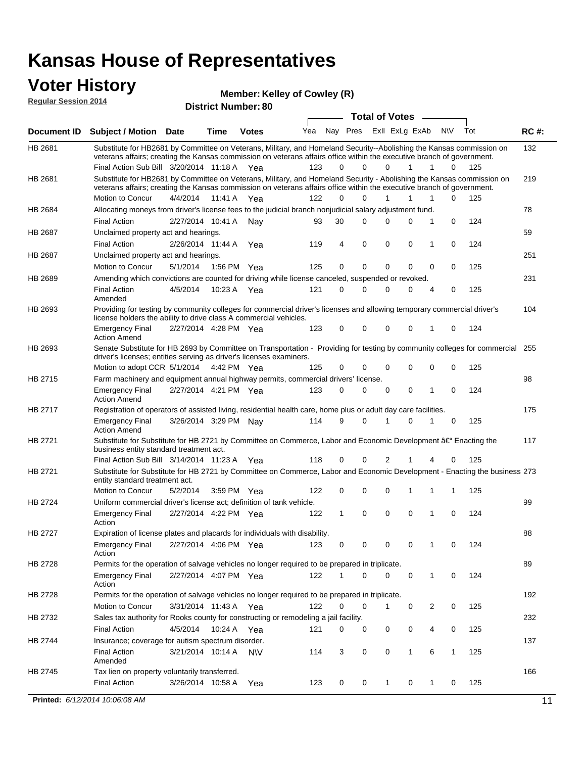# Kansas House of Representatives

## Voter History

**Regular Session 2014**

**Member: Kelley of Cowley (R)**

**District Number: 80**

| Document ID | Subject / Motion | Date | Time | Votes | Yea | Nay | Pres | ExII | ExLg | ExAb | N\V | Tot | RC #: |
|---|---|---|---|---|---|---|---|---|---|---|---|---|---|
| HB 2681 | Substitute for HB2681 by Committee on Veterans, Military, and Homeland Security--Abolishing the Kansas commission on veterans affairs; creating the Kansas commission on veterans affairs office within the executive branch of government. | | | | | | | | | | | | 132 |
| | Final Action Sub Bill | 3/20/2014 | 11:18 A | Yea | 123 | 0 | 0 | 0 | 1 | 1 | 0 | 125 | |
| HB 2681 | Substitute for HB2681 by Committee on Veterans, Military, and Homeland Security - Abolishing the Kansas commission on veterans affairs; creating the Kansas commission on veterans affairs office within the executive branch of government. | | | | | | | | | | | | 219 |
| | Motion to Concur | 4/4/2014 | 11:41 A | Yea | 122 | 0 | 0 | 1 | 1 | 1 | 0 | 125 | |
| HB 2684 | Allocating moneys from driver's license fees to the judicial branch nonjudicial salary adjustment fund. | | | | | | | | | | | | 78 |
| | Final Action | 2/27/2014 | 10:41 A | Nay | 93 | 30 | 0 | 0 | 0 | 1 | 0 | 124 | |
| HB 2687 | Unclaimed property act and hearings. | | | | | | | | | | | | 59 |
| | Final Action | 2/26/2014 | 11:44 A | Yea | 119 | 4 | 0 | 0 | 0 | 1 | 0 | 124 | |
| HB 2687 | Unclaimed property act and hearings. | | | | | | | | | | | | 251 |
| | Motion to Concur | 5/1/2014 | 1:56 PM | Yea | 125 | 0 | 0 | 0 | 0 | 0 | 0 | 125 | |
| HB 2689 | Amending which convictions are counted for driving while license canceled, suspended or revoked. | | | | | | | | | | | | 231 |
| | Final Action Amended | 4/5/2014 | 10:23 A | Yea | 121 | 0 | 0 | 0 | 0 | 4 | 0 | 125 | |
| HB 2693 | Providing for testing by community colleges for commercial driver's licenses and allowing temporary commercial driver's license holders the ability to drive class A commercial vehicles. | | | | | | | | | | | | 104 |
| | Emergency Final Action Amend | 2/27/2014 | 4:28 PM | Yea | 123 | 0 | 0 | 0 | 0 | 1 | 0 | 124 | |
| HB 2693 | Senate Substitute for HB 2693 by Committee on Transportation - Providing for testing by community colleges for commercial driver's licenses; entities serving as driver's licenses examiners. | | | | | | | | | | | | 255 |
| | Motion to adopt CCR | 5/1/2014 | 4:42 PM | Yea | 125 | 0 | 0 | 0 | 0 | 0 | 0 | 125 | |
| HB 2715 | Farm machinery and equipment annual highway permits, commercial drivers' license. | | | | | | | | | | | | 98 |
| | Emergency Final Action Amend | 2/27/2014 | 4:21 PM | Yea | 123 | 0 | 0 | 0 | 0 | 1 | 0 | 124 | |
| HB 2717 | Registration of operators of assisted living, residential health care, home plus or adult day care facilities. | | | | | | | | | | | | 175 |
| | Emergency Final Action Amend | 3/26/2014 | 3:29 PM | Nay | 114 | 9 | 0 | 1 | 0 | 1 | 0 | 125 | |
| HB 2721 | Substitute for Substitute for HB 2721 by Committee on Commerce, Labor and Economic Development â€" Enacting the business entity standard treatment act. | | | | | | | | | | | | 117 |
| | Final Action Sub Bill | 3/14/2014 | 11:23 A | Yea | 118 | 0 | 0 | 2 | 1 | 4 | 0 | 125 | |
| HB 2721 | Substitute for Substitute for HB 2721 by Committee on Commerce, Labor and Economic Development - Enacting the business entity standard treatment act. | | | | | | | | | | | | 273 |
| | Motion to Concur | 5/2/2014 | 3:59 PM | Yea | 122 | 0 | 0 | 0 | 1 | 1 | 1 | 125 | |
| HB 2724 | Uniform commercial driver's license act; definition of tank vehicle. | | | | | | | | | | | | 99 |
| | Emergency Final Action | 2/27/2014 | 4:22 PM | Yea | 122 | 1 | 0 | 0 | 0 | 1 | 0 | 124 | |
| HB 2727 | Expiration of license plates and placards for individuals with disability. | | | | | | | | | | | | 88 |
| | Emergency Final Action | 2/27/2014 | 4:06 PM | Yea | 123 | 0 | 0 | 0 | 0 | 1 | 0 | 124 | |
| HB 2728 | Permits for the operation of salvage vehicles no longer required to be prepared in triplicate. | | | | | | | | | | | | 89 |
| | Emergency Final Action | 2/27/2014 | 4:07 PM | Yea | 122 | 1 | 0 | 0 | 0 | 1 | 0 | 124 | |
| HB 2728 | Permits for the operation of salvage vehicles no longer required to be prepared in triplicate. | | | | | | | | | | | | 192 |
| | Motion to Concur | 3/31/2014 | 11:43 A | Yea | 122 | 0 | 0 | 1 | 0 | 2 | 0 | 125 | |
| HB 2732 | Sales tax authority for Rooks county for constructing or remodeling a jail facility. | | | | | | | | | | | | 232 |
| | Final Action | 4/5/2014 | 10:24 A | Yea | 121 | 0 | 0 | 0 | 0 | 4 | 0 | 125 | |
| HB 2744 | Insurance; coverage for autism spectrum disorder. | | | | | | | | | | | | 137 |
| | Final Action Amended | 3/21/2014 | 10:14 A | N\V | 114 | 3 | 0 | 0 | 1 | 6 | 1 | 125 | |
| HB 2745 | Tax lien on property voluntarily transferred. | | | | | | | | | | | | 166 |
| | Final Action | 3/26/2014 | 10:58 A | Yea | 123 | 0 | 0 | 1 | 0 | 1 | 0 | 125 | |

**Printed:** *6/12/2014 10:06:08 AM*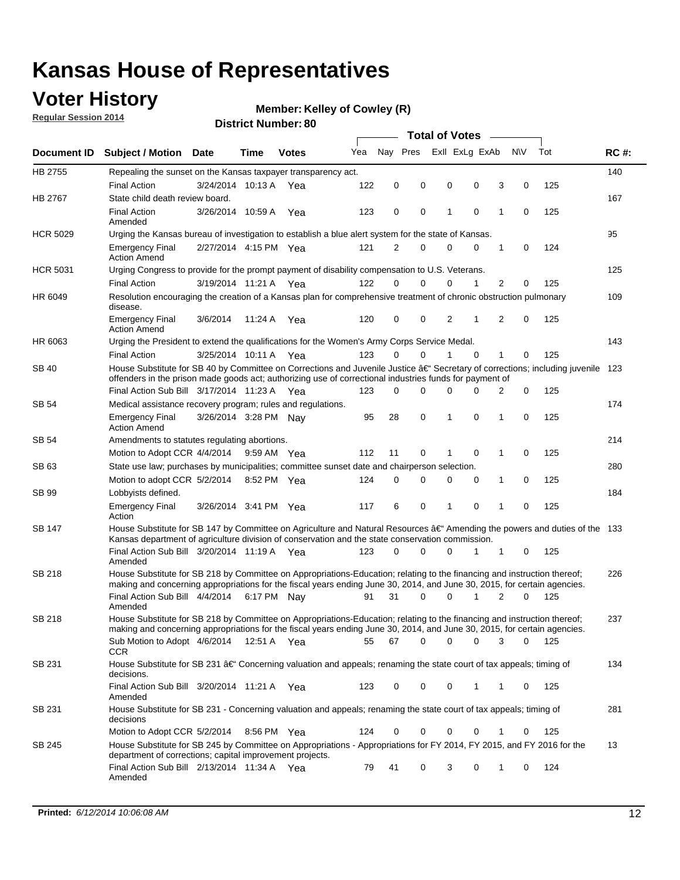# Kansas House of Representatives

## Voter History

**Regular Session 2014**

**Member: Kelley of Cowley (R)**

**District Number: 80**

| Document ID | Subject / Motion | Date | Time | Votes | Yea | Nay | Pres | ExII | ExLg | ExAb | N\V | Tot | RC #: |
|---|---|---|---|---|---|---|---|---|---|---|---|---|---|
| HB 2755 | Repealing the sunset on the Kansas taxpayer transparency act. | | | | | | | | | | | | 140 |
| | Final Action | 3/24/2014 | 10:13 A | Yea | 122 | 0 | 0 | 0 | 0 | 3 | 0 | 125 | |
| HB 2767 | State child death review board. | | | | | | | | | | | | 167 |
| | Final Action Amended | 3/26/2014 | 10:59 A | Yea | 123 | 0 | 0 | 1 | 0 | 1 | 0 | 125 | |
| HCR 5029 | Urging the Kansas bureau of investigation to establish a blue alert system for the state of Kansas. | | | | | | | | | | | | 95 |
| | Emergency Final Action Amend | 2/27/2014 | 4:15 PM | Yea | 121 | 2 | 0 | 0 | 0 | 1 | 0 | 124 | |
| HCR 5031 | Urging Congress to provide for the prompt payment of disability compensation to U.S. Veterans. | | | | | | | | | | | | 125 |
| | Final Action | 3/19/2014 | 11:21 A | Yea | 122 | 0 | 0 | 0 | 1 | 2 | 0 | 125 | |
| HR 6049 | Resolution encouraging the creation of a Kansas plan for comprehensive treatment of chronic obstruction pulmonary disease. | | | | | | | | | | | | 109 |
| | Emergency Final Action Amend | 3/6/2014 | 11:24 A | Yea | 120 | 0 | 0 | 2 | 1 | 2 | 0 | 125 | |
| HR 6063 | Urging the President to extend the qualifications for the Women's Army Corps Service Medal. | | | | | | | | | | | | 143 |
| | Final Action | 3/25/2014 | 10:11 A | Yea | 123 | 0 | 0 | 1 | 0 | 1 | 0 | 125 | |
| SB 40 | House Substitute for SB 40 by Committee on Corrections and Juvenile Justice â€" Secretary of corrections; including juvenile offenders in the prison made goods act; authorizing use of correctional industries funds for payment of | | | | | | | | | | | | 123 |
| | Final Action Sub Bill | 3/17/2014 | 11:23 A | Yea | 123 | 0 | 0 | 0 | 0 | 2 | 0 | 125 | |
| SB 54 | Medical assistance recovery program; rules and regulations. | | | | | | | | | | | | 174 |
| | Emergency Final Action Amend | 3/26/2014 | 3:28 PM | Nay | 95 | 28 | 0 | 1 | 0 | 1 | 0 | 125 | |
| SB 54 | Amendments to statutes regulating abortions. | | | | | | | | | | | | 214 |
| | Motion to Adopt CCR | 4/4/2014 | 9:59 AM | Yea | 112 | 11 | 0 | 1 | 0 | 1 | 0 | 125 | |
| SB 63 | State use law; purchases by municipalities; committee sunset date and chairperson selection. | | | | | | | | | | | | 280 |
| | Motion to adopt CCR | 5/2/2014 | 8:52 PM | Yea | 124 | 0 | 0 | 0 | 0 | 1 | 0 | 125 | |
| SB 99 | Lobbyists defined. | | | | | | | | | | | | 184 |
| | Emergency Final Action | 3/26/2014 | 3:41 PM | Yea | 117 | 6 | 0 | 1 | 0 | 1 | 0 | 125 | |
| SB 147 | House Substitute for SB 147 by Committee on Agriculture and Natural Resources â€" Amending the powers and duties of the Kansas department of agriculture division of conservation and the state conservation commission. | | | | | | | | | | | | 133 |
| | Final Action Sub Bill Amended | 3/20/2014 | 11:19 A | Yea | 123 | 0 | 0 | 0 | 1 | 1 | 0 | 125 | |
| SB 218 | House Substitute for SB 218 by Committee on Appropriations-Education; relating to the financing and instruction thereof; making and concerning appropriations for the fiscal years ending June 30, 2014, and June 30, 2015, for certain agencies. | | | | | | | | | | | | 226 |
| | Final Action Sub Bill Amended | 4/4/2014 | 6:17 PM | Nay | 91 | 31 | 0 | 0 | 1 | 2 | 0 | 125 | |
| SB 218 | House Substitute for SB 218 by Committee on Appropriations-Education; relating to the financing and instruction thereof; making and concerning appropriations for the fiscal years ending June 30, 2014, and June 30, 2015, for certain agencies. | | | | | | | | | | | | 237 |
| | Sub Motion to Adopt CCR | 4/6/2014 | 12:51 A | Yea | 55 | 67 | 0 | 0 | 0 | 3 | 0 | 125 | |
| SB 231 | House Substitute for SB 231 â€" Concerning valuation and appeals; renaming the state court of tax appeals; timing of decisions. | | | | | | | | | | | | 134 |
| | Final Action Sub Bill Amended | 3/20/2014 | 11:21 A | Yea | 123 | 0 | 0 | 0 | 1 | 1 | 0 | 125 | |
| SB 231 | House Substitute for SB 231 - Concerning valuation and appeals; renaming the state court of tax appeals; timing of decisions | | | | | | | | | | | | 281 |
| | Motion to Adopt CCR | 5/2/2014 | 8:56 PM | Yea | 124 | 0 | 0 | 0 | 0 | 1 | 0 | 125 | |
| SB 245 | House Substitute for SB 245 by Committee on Appropriations - Appropriations for FY 2014, FY 2015, and FY 2016 for the department of corrections; capital improvement projects. | | | | | | | | | | | | 13 |
| | Final Action Sub Bill Amended | 2/13/2014 | 11:34 A | Yea | 79 | 41 | 0 | 3 | 0 | 1 | 0 | 124 | |

**Printed:** *6/12/2014 10:06:08 AM*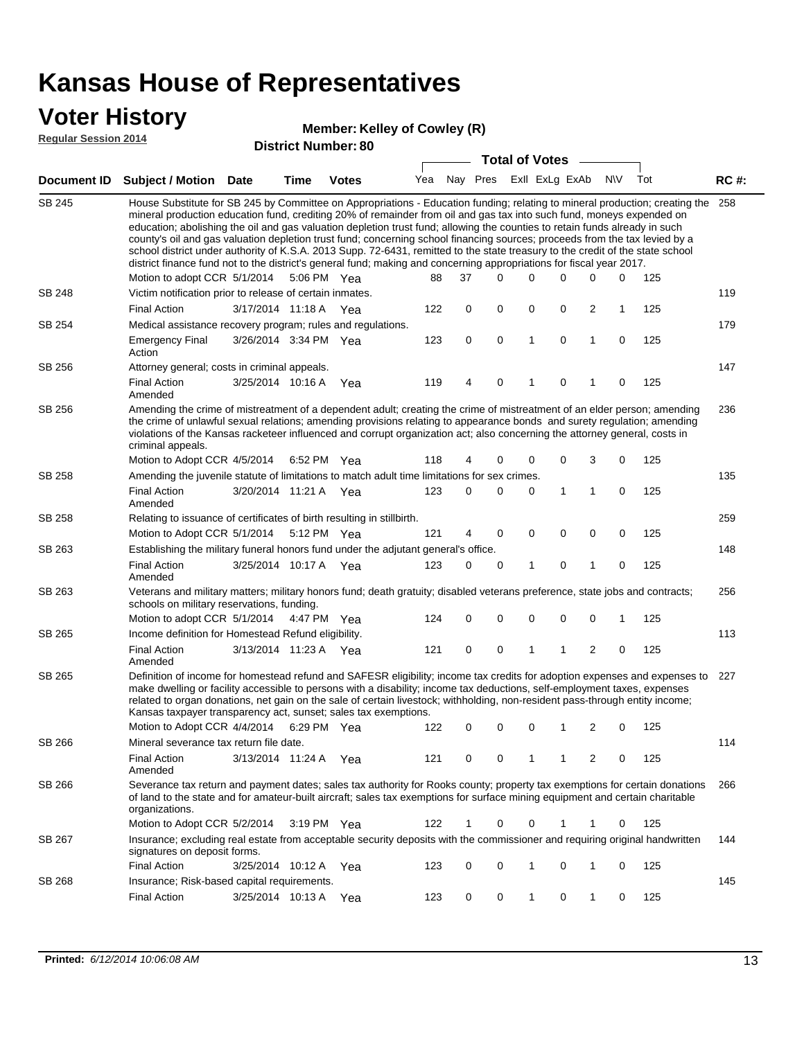# Kansas House of Representatives

## Voter History

**Regular Session 2014**

**Member: Kelley of Cowley (R)**

**District Number: 80**

| Document ID | Subject / Motion | Date | Time | Votes | Yea | Nay | Pres | ExII | ExLg | ExAb | N\V | Tot | RC #: |
|---|---|---|---|---|---|---|---|---|---|---|---|---|---|
| SB 245 | House Substitute for SB 245 by Committee on Appropriations - Education funding; relating to mineral production; creating the mineral production education fund, crediting 20% of remainder from oil and gas tax into such fund, moneys expended on education; abolishing the oil and gas valuation depletion trust fund; allowing the counties to retain funds already in such county's oil and gas valuation depletion trust fund; concerning school financing sources; proceeds from the tax levied by a school district under authority of K.S.A. 2013 Supp. 72-6431, remitted to the state treasury to the credit of the state school district finance fund not to the district's general fund; making and concerning appropriations for fiscal year 2017. | | | | | | | | | | | | 258 |
| | Motion to adopt CCR | 5/1/2014 | 5:06 PM | Yea | 88 | 37 | 0 | 0 | 0 | 0 | 0 | 125 | |
| SB 248 | Victim notification prior to release of certain inmates. | | | | | | | | | | | | 119 |
| | Final Action | 3/17/2014 | 11:18 A | Yea | 122 | 0 | 0 | 0 | 0 | 2 | 1 | 125 | |
| SB 254 | Medical assistance recovery program; rules and regulations. | | | | | | | | | | | | 179 |
| | Emergency Final Action | 3/26/2014 | 3:34 PM | Yea | 123 | 0 | 0 | 1 | 0 | 1 | 0 | 125 | |
| SB 256 | Attorney general; costs in criminal appeals. | | | | | | | | | | | | 147 |
| | Final Action Amended | 3/25/2014 | 10:16 A | Yea | 119 | 4 | 0 | 1 | 0 | 1 | 0 | 125 | |
| SB 256 | Amending the crime of mistreatment of a dependent adult; creating the crime of mistreatment of an elder person; amending the crime of unlawful sexual relations; amending provisions relating to appearance bonds and surety regulation; amending violations of the Kansas racketeer influenced and corrupt organization act; also concerning the attorney general, costs in criminal appeals. | | | | | | | | | | | | 236 |
| | Motion to Adopt CCR | 4/5/2014 | 6:52 PM | Yea | 118 | 4 | 0 | 0 | 0 | 3 | 0 | 125 | |
| SB 258 | Amending the juvenile statute of limitations to match adult time limitations for sex crimes. | | | | | | | | | | | | 135 |
| | Final Action Amended | 3/20/2014 | 11:21 A | Yea | 123 | 0 | 0 | 0 | 1 | 1 | 0 | 125 | |
| SB 258 | Relating to issuance of certificates of birth resulting in stillbirth. | | | | | | | | | | | | 259 |
| | Motion to Adopt CCR | 5/1/2014 | 5:12 PM | Yea | 121 | 4 | 0 | 0 | 0 | 0 | 0 | 125 | |
| SB 263 | Establishing the military funeral honors fund under the adjutant general's office. | | | | | | | | | | | | 148 |
| | Final Action Amended | 3/25/2014 | 10:17 A | Yea | 123 | 0 | 0 | 1 | 0 | 1 | 0 | 125 | |
| SB 263 | Veterans and military matters; military honors fund; death gratuity; disabled veterans preference, state jobs and contracts; schools on military reservations, funding. | | | | | | | | | | | | 256 |
| | Motion to adopt CCR | 5/1/2014 | 4:47 PM | Yea | 124 | 0 | 0 | 0 | 0 | 0 | 1 | 125 | |
| SB 265 | Income definition for Homestead Refund eligibility. | | | | | | | | | | | | 113 |
| | Final Action Amended | 3/13/2014 | 11:23 A | Yea | 121 | 0 | 0 | 1 | 1 | 2 | 0 | 125 | |
| SB 265 | Definition of income for homestead refund and SAFESR eligibility; income tax credits for adoption expenses and expenses to make dwelling or facility accessible to persons with a disability; income tax deductions, self-employment taxes, expenses related to organ donations, net gain on the sale of certain livestock; withholding, non-resident pass-through entity income; Kansas taxpayer transparency act, sunset; sales tax exemptions. | | | | | | | | | | | | 227 |
| | Motion to Adopt CCR | 4/4/2014 | 6:29 PM | Yea | 122 | 0 | 0 | 0 | 1 | 2 | 0 | 125 | |
| SB 266 | Mineral severance tax return file date. | | | | | | | | | | | | 114 |
| | Final Action Amended | 3/13/2014 | 11:24 A | Yea | 121 | 0 | 0 | 1 | 1 | 2 | 0 | 125 | |
| SB 266 | Severance tax return and payment dates; sales tax authority for Rooks county; property tax exemptions for certain donations of land to the state and for amateur-built aircraft; sales tax exemptions for surface mining equipment and certain charitable organizations. | | | | | | | | | | | | 266 |
| | Motion to Adopt CCR | 5/2/2014 | 3:19 PM | Yea | 122 | 1 | 0 | 0 | 1 | 1 | 0 | 125 | |
| SB 267 | Insurance; excluding real estate from acceptable security deposits with the commissioner and requiring original handwritten signatures on deposit forms. | | | | | | | | | | | | 144 |
| | Final Action | 3/25/2014 | 10:12 A | Yea | 123 | 0 | 0 | 1 | 0 | 1 | 0 | 125 | |
| SB 268 | Insurance; Risk-based capital requirements. | | | | | | | | | | | | 145 |
| | Final Action | 3/25/2014 | 10:13 A | Yea | 123 | 0 | 0 | 1 | 0 | 1 | 0 | 125 | |

**Printed:** *6/12/2014 10:06:08 AM*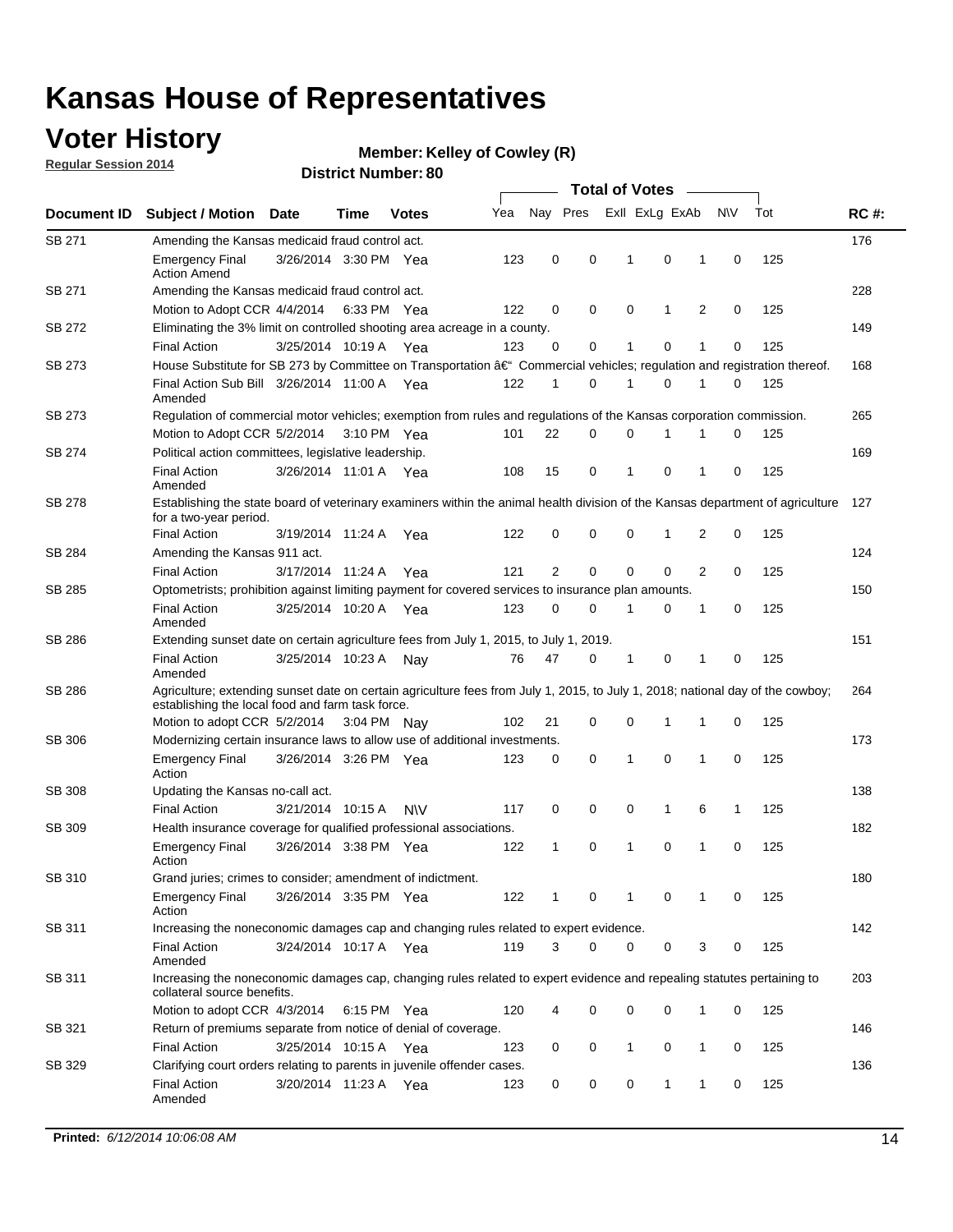# Kansas House of Representatives

## Voter History

**Regular Session 2014**

**Member: Kelley of Cowley (R)**

**District Number: 80**

| Document ID | Subject / Motion | Date | Time | Votes | Yea | Nay | Pres | ExII | ExLg | ExAb | N\V | Tot | RC #: |
|---|---|---|---|---|---|---|---|---|---|---|---|---|---|
| SB 271 | Amending the Kansas medicaid fraud control act. | | | | | | | | | | | | 176 |
| | Emergency Final Action Amend | 3/26/2014 | 3:30 PM | Yea | 123 | 0 | 0 | 1 | 0 | 1 | 0 | 125 | |
| SB 271 | Amending the Kansas medicaid fraud control act. | | | | | | | | | | | | 228 |
| | Motion to Adopt CCR | 4/4/2014 | 6:33 PM | Yea | 122 | 0 | 0 | 0 | 1 | 2 | 0 | 125 | |
| SB 272 | Eliminating the 3% limit on controlled shooting area acreage in a county. | | | | | | | | | | | | 149 |
| | Final Action | 3/25/2014 | 10:19 A | Yea | 123 | 0 | 0 | 1 | 0 | 1 | 0 | 125 | |
| SB 273 | House Substitute for SB 273 by Committee on Transportation â€" Commercial vehicles; regulation and registration thereof. | | | | | | | | | | | | 168 |
| | Final Action Sub Bill Amended | 3/26/2014 | 11:00 A | Yea | 122 | 1 | 0 | 1 | 0 | 1 | 0 | 125 | |
| SB 273 | Regulation of commercial motor vehicles; exemption from rules and regulations of the Kansas corporation commission. | | | | | | | | | | | | 265 |
| | Motion to Adopt CCR | 5/2/2014 | 3:10 PM | Yea | 101 | 22 | 0 | 0 | 1 | 1 | 0 | 125 | |
| SB 274 | Political action committees, legislative leadership. | | | | | | | | | | | | 169 |
| | Final Action Amended | 3/26/2014 | 11:01 A | Yea | 108 | 15 | 0 | 1 | 0 | 1 | 0 | 125 | |
| SB 278 | Establishing the state board of veterinary examiners within the animal health division of the Kansas department of agriculture for a two-year period. | | | | | | | | | | | | 127 |
| | Final Action | 3/19/2014 | 11:24 A | Yea | 122 | 0 | 0 | 0 | 1 | 2 | 0 | 125 | |
| SB 284 | Amending the Kansas 911 act. | | | | | | | | | | | | 124 |
| | Final Action | 3/17/2014 | 11:24 A | Yea | 121 | 2 | 0 | 0 | 0 | 2 | 0 | 125 | |
| SB 285 | Optometrists; prohibition against limiting payment for covered services to insurance plan amounts. | | | | | | | | | | | | 150 |
| | Final Action Amended | 3/25/2014 | 10:20 A | Yea | 123 | 0 | 0 | 1 | 0 | 1 | 0 | 125 | |
| SB 286 | Extending sunset date on certain agriculture fees from July 1, 2015, to July 1, 2019. | | | | | | | | | | | | 151 |
| | Final Action Amended | 3/25/2014 | 10:23 A | Nay | 76 | 47 | 0 | 1 | 0 | 1 | 0 | 125 | |
| SB 286 | Agriculture; extending sunset date on certain agriculture fees from July 1, 2015, to July 1, 2018; national day of the cowboy; establishing the local food and farm task force. | | | | | | | | | | | | 264 |
| | Motion to adopt CCR | 5/2/2014 | 3:04 PM | Nay | 102 | 21 | 0 | 0 | 1 | 1 | 0 | 125 | |
| SB 306 | Modernizing certain insurance laws to allow use of additional investments. | | | | | | | | | | | | 173 |
| | Emergency Final Action | 3/26/2014 | 3:26 PM | Yea | 123 | 0 | 0 | 1 | 0 | 1 | 0 | 125 | |
| SB 308 | Updating the Kansas no-call act. | | | | | | | | | | | | 138 |
| | Final Action | 3/21/2014 | 10:15 A | N\V | 117 | 0 | 0 | 0 | 1 | 6 | 1 | 125 | |
| SB 309 | Health insurance coverage for qualified professional associations. | | | | | | | | | | | | 182 |
| | Emergency Final Action | 3/26/2014 | 3:38 PM | Yea | 122 | 1 | 0 | 1 | 0 | 1 | 0 | 125 | |
| SB 310 | Grand juries; crimes to consider; amendment of indictment. | | | | | | | | | | | | 180 |
| | Emergency Final Action | 3/26/2014 | 3:35 PM | Yea | 122 | 1 | 0 | 1 | 0 | 1 | 0 | 125 | |
| SB 311 | Increasing the noneconomic damages cap and changing rules related to expert evidence. | | | | | | | | | | | | 142 |
| | Final Action Amended | 3/24/2014 | 10:17 A | Yea | 119 | 3 | 0 | 0 | 0 | 3 | 0 | 125 | |
| SB 311 | Increasing the noneconomic damages cap, changing rules related to expert evidence and repealing statutes pertaining to collateral source benefits. | | | | | | | | | | | | 203 |
| | Motion to adopt CCR | 4/3/2014 | 6:15 PM | Yea | 120 | 4 | 0 | 0 | 0 | 1 | 0 | 125 | |
| SB 321 | Return of premiums separate from notice of denial of coverage. | | | | | | | | | | | | 146 |
| | Final Action | 3/25/2014 | 10:15 A | Yea | 123 | 0 | 0 | 1 | 0 | 1 | 0 | 125 | |
| SB 329 | Clarifying court orders relating to parents in juvenile offender cases. | | | | | | | | | | | | 136 |
| | Final Action Amended | 3/20/2014 | 11:23 A | Yea | 123 | 0 | 0 | 0 | 1 | 1 | 0 | 125 | |

**Printed:** *6/12/2014 10:06:08 AM*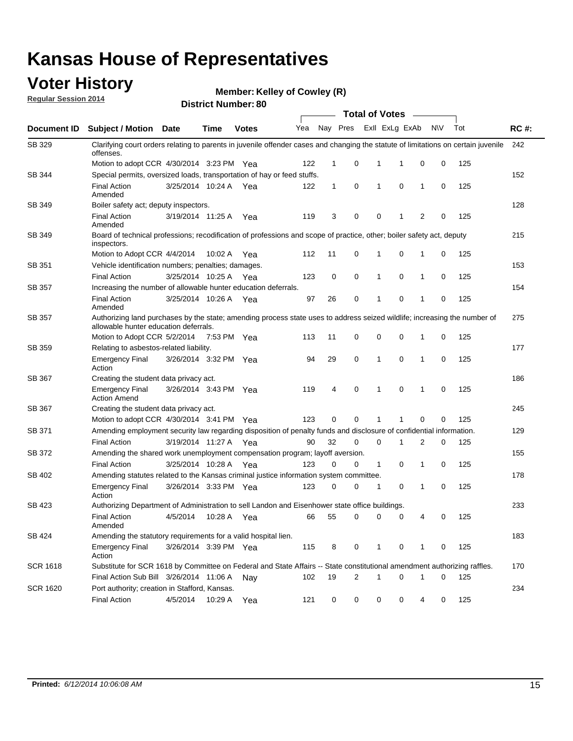# Kansas House of Representatives

## Voter History

**Regular Session 2014**

**Member: Kelley of Cowley (R)**

**District Number: 80**

| Document ID | Subject / Motion | Date | Time | Votes | Yea | Nay | Pres | ExII | ExLg | ExAb | N\V | Tot | RC #: |
|---|---|---|---|---|---|---|---|---|---|---|---|---|---|
| SB 329 | Clarifying court orders relating to parents in juvenile offender cases and changing the statute of limitations on certain juvenile offenses. | | | | | | | | | | | | 242 |
| | Motion to adopt CCR | 4/30/2014 | 3:23 PM | Yea | 122 | 1 | 0 | 1 | 1 | 0 | 0 | 125 | |
| SB 344 | Special permits, oversized loads, transportation of hay or feed stuffs. | | | | | | | | | | | | 152 |
| | Final Action Amended | 3/25/2014 | 10:24 A | Yea | 122 | 1 | 0 | 1 | 0 | 1 | 0 | 125 | |
| SB 349 | Boiler safety act; deputy inspectors. | | | | | | | | | | | | 128 |
| | Final Action Amended | 3/19/2014 | 11:25 A | Yea | 119 | 3 | 0 | 0 | 1 | 2 | 0 | 125 | |
| SB 349 | Board of technical professions; recodification of professions and scope of practice, other; boiler safety act, deputy inspectors. | | | | | | | | | | | | 215 |
| | Motion to Adopt CCR | 4/4/2014 | 10:02 A | Yea | 112 | 11 | 0 | 1 | 0 | 1 | 0 | 125 | |
| SB 351 | Vehicle identification numbers; penalties; damages. | | | | | | | | | | | | 153 |
| | Final Action | 3/25/2014 | 10:25 A | Yea | 123 | 0 | 0 | 1 | 0 | 1 | 0 | 125 | |
| SB 357 | Increasing the number of allowable hunter education deferrals. | | | | | | | | | | | | 154 |
| | Final Action Amended | 3/25/2014 | 10:26 A | Yea | 97 | 26 | 0 | 1 | 0 | 1 | 0 | 125 | |
| SB 357 | Authorizing land purchases by the state; amending process state uses to address seized wildlife; increasing the number of allowable hunter education deferrals. | | | | | | | | | | | | 275 |
| | Motion to Adopt CCR | 5/2/2014 | 7:53 PM | Yea | 113 | 11 | 0 | 0 | 0 | 1 | 0 | 125 | |
| SB 359 | Relating to asbestos-related liability. | | | | | | | | | | | | 177 |
| | Emergency Final Action | 3/26/2014 | 3:32 PM | Yea | 94 | 29 | 0 | 1 | 0 | 1 | 0 | 125 | |
| SB 367 | Creating the student data privacy act. | | | | | | | | | | | | 186 |
| | Emergency Final Action Amend | 3/26/2014 | 3:43 PM | Yea | 119 | 4 | 0 | 1 | 0 | 1 | 0 | 125 | |
| SB 367 | Creating the student data privacy act. | | | | | | | | | | | | 245 |
| | Motion to adopt CCR | 4/30/2014 | 3:41 PM | Yea | 123 | 0 | 0 | 1 | 1 | 0 | 0 | 125 | |
| SB 371 | Amending employment security law regarding disposition of penalty funds and disclosure of confidential information. | | | | | | | | | | | | 129 |
| | Final Action | 3/19/2014 | 11:27 A | Yea | 90 | 32 | 0 | 0 | 1 | 2 | 0 | 125 | |
| SB 372 | Amending the shared work unemployment compensation program; layoff aversion. | | | | | | | | | | | | 155 |
| | Final Action | 3/25/2014 | 10:28 A | Yea | 123 | 0 | 0 | 1 | 0 | 1 | 0 | 125 | |
| SB 402 | Amending statutes related to the Kansas criminal justice information system committee. | | | | | | | | | | | | 178 |
| | Emergency Final Action | 3/26/2014 | 3:33 PM | Yea | 123 | 0 | 0 | 1 | 0 | 1 | 0 | 125 | |
| SB 423 | Authorizing Department of Administration to sell Landon and Eisenhower state office buildings. | | | | | | | | | | | | 233 |
| | Final Action Amended | 4/5/2014 | 10:28 A | Yea | 66 | 55 | 0 | 0 | 0 | 4 | 0 | 125 | |
| SB 424 | Amending the statutory requirements for a valid hospital lien. | | | | | | | | | | | | 183 |
| | Emergency Final Action | 3/26/2014 | 3:39 PM | Yea | 115 | 8 | 0 | 1 | 0 | 1 | 0 | 125 | |
| SCR 1618 | Substitute for SCR 1618 by Committee on Federal and State Affairs -- State constitutional amendment authorizing raffles. | | | | | | | | | | | | 170 |
| | Final Action Sub Bill | 3/26/2014 | 11:06 A | Nay | 102 | 19 | 2 | 1 | 0 | 1 | 0 | 125 | |
| SCR 1620 | Port authority; creation in Stafford, Kansas. | | | | | | | | | | | | 234 |
| | Final Action | 4/5/2014 | 10:29 A | Yea | 121 | 0 | 0 | 0 | 0 | 4 | 0 | 125 | |

**Printed:** *6/12/2014 10:06:08 AM*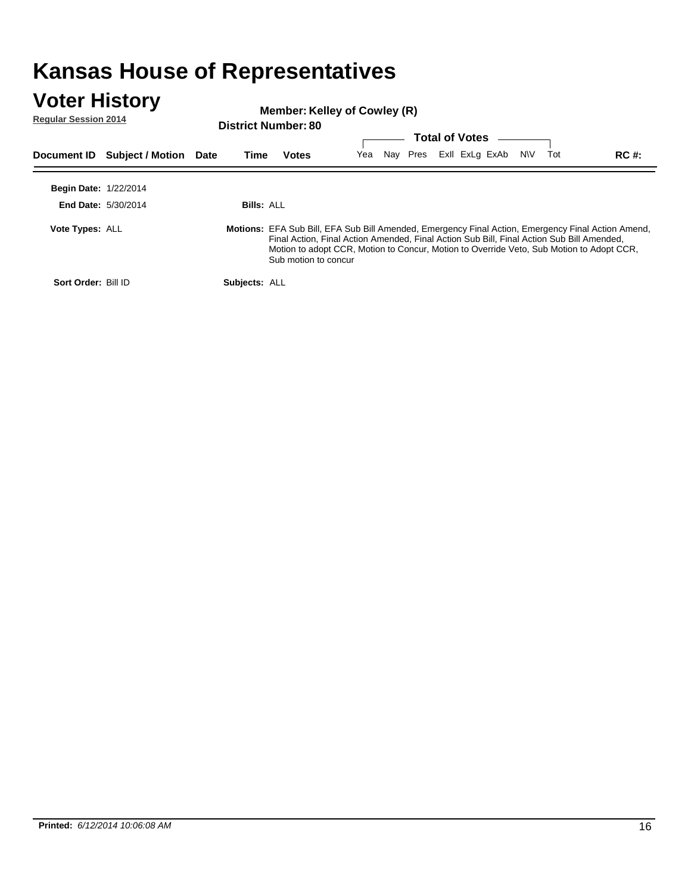# Kansas House of Representatives

## Voter History

**Regular Session 2014**

**Member: Kelley of Cowley (R)**

**District Number: 80**

| Document ID | Subject / Motion | Date | Time | Votes | Yea | Nay | Pres | ExII | ExLg | ExAb | N\V | Tot | RC #: |
|---|---|---|---|---|---|---|---|---|---|---|---|---|---|

**Begin Date:** 1/22/2014

**End Date:** 5/30/2014

**Bills:** ALL

**Vote Types:** ALL

**Motions:** EFA Sub Bill, EFA Sub Bill Amended, Emergency Final Action, Emergency Final Action Amend, Final Action, Final Action Amended, Final Action Sub Bill, Final Action Sub Bill Amended, Motion to adopt CCR, Motion to Concur, Motion to Override Veto, Sub Motion to Adopt CCR, Sub motion to concur

**Sort Order:** Bill ID

**Subjects:** ALL

**Printed:** *6/12/2014 10:06:08 AM*